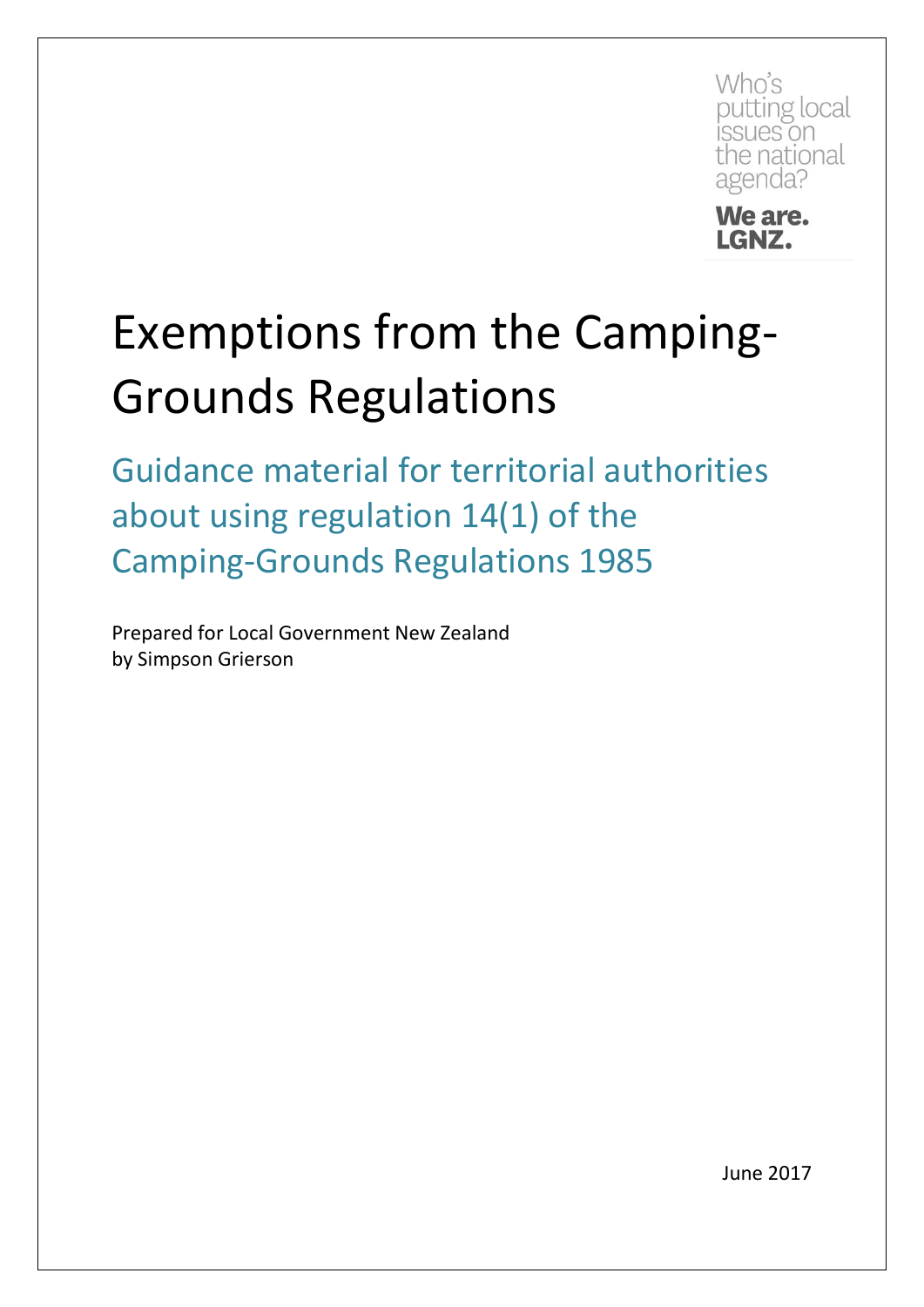Who's putting local issues on the national agenda?

**We are. LGNZ.**

# Exemptions from the Camping-Grounds Regulations

## Guidance material for territorial authorities about using regulation 14(1) of the Camping-Grounds Regulations 1985

Prepared for Local Government New Zealand by Simpson Grierson

June 2017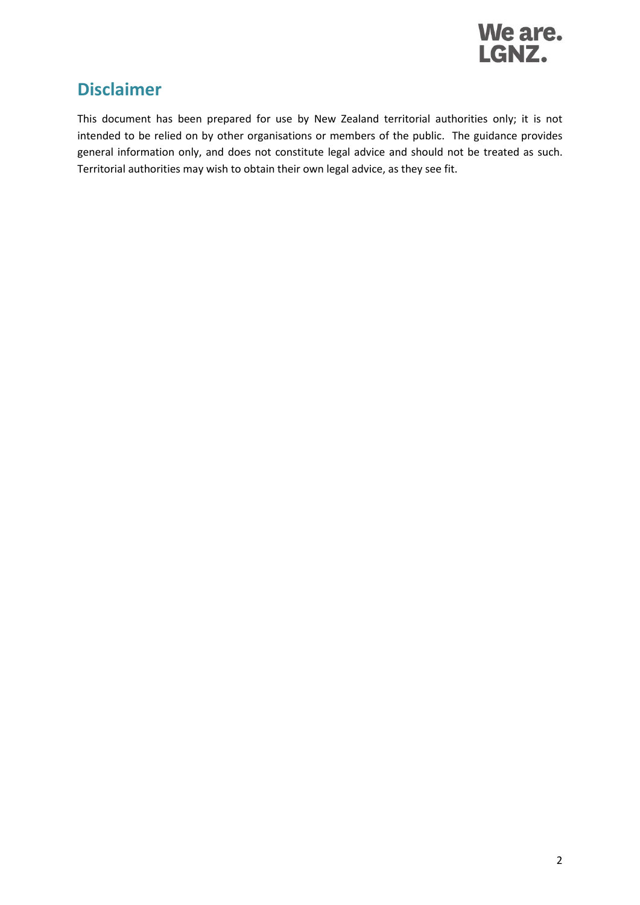## Disclaimer

This document has been prepared for use by New Zealand territorial authorities only; it is not intended to be relied on by other organisations or members of the public. The guidance provides general information only, and does not constitute legal advice and should not be treated as such. Territorial authorities may wish to obtain their own legal advice, as they see fit.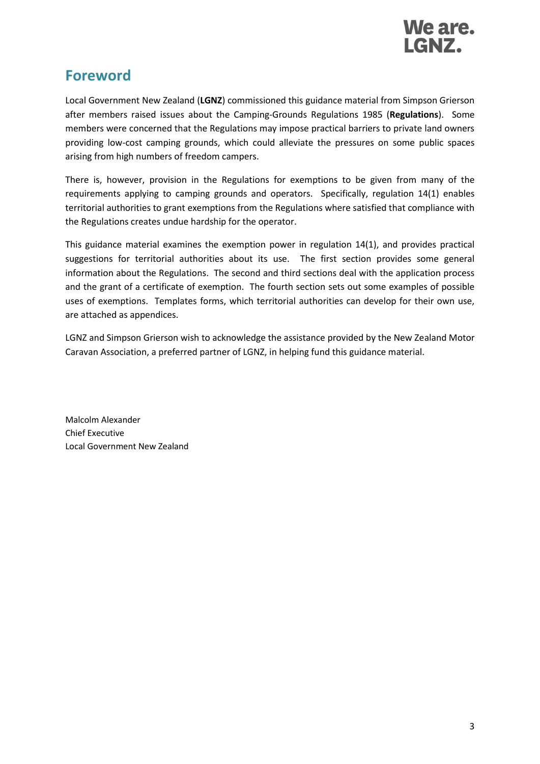## Foreword

Local Government New Zealand (**LGNZ**) commissioned this guidance material from Simpson Grierson after members raised issues about the Camping-Grounds Regulations 1985 (**Regulations**). Some members were concerned that the Regulations may impose practical barriers to private land owners providing low-cost camping grounds, which could alleviate the pressures on some public spaces arising from high numbers of freedom campers.

There is, however, provision in the Regulations for exemptions to be given from many of the requirements applying to camping grounds and operators. Specifically, regulation 14(1) enables territorial authorities to grant exemptions from the Regulations where satisfied that compliance with the Regulations creates undue hardship for the operator.

This guidance material examines the exemption power in regulation 14(1), and provides practical suggestions for territorial authorities about its use. The first section provides some general information about the Regulations. The second and third sections deal with the application process and the grant of a certificate of exemption. The fourth section sets out some examples of possible uses of exemptions. Templates forms, which territorial authorities can develop for their own use, are attached as appendices.

LGNZ and Simpson Grierson wish to acknowledge the assistance provided by the New Zealand Motor Caravan Association, a preferred partner of LGNZ, in helping fund this guidance material.

Malcolm Alexander
Chief Executive
Local Government New Zealand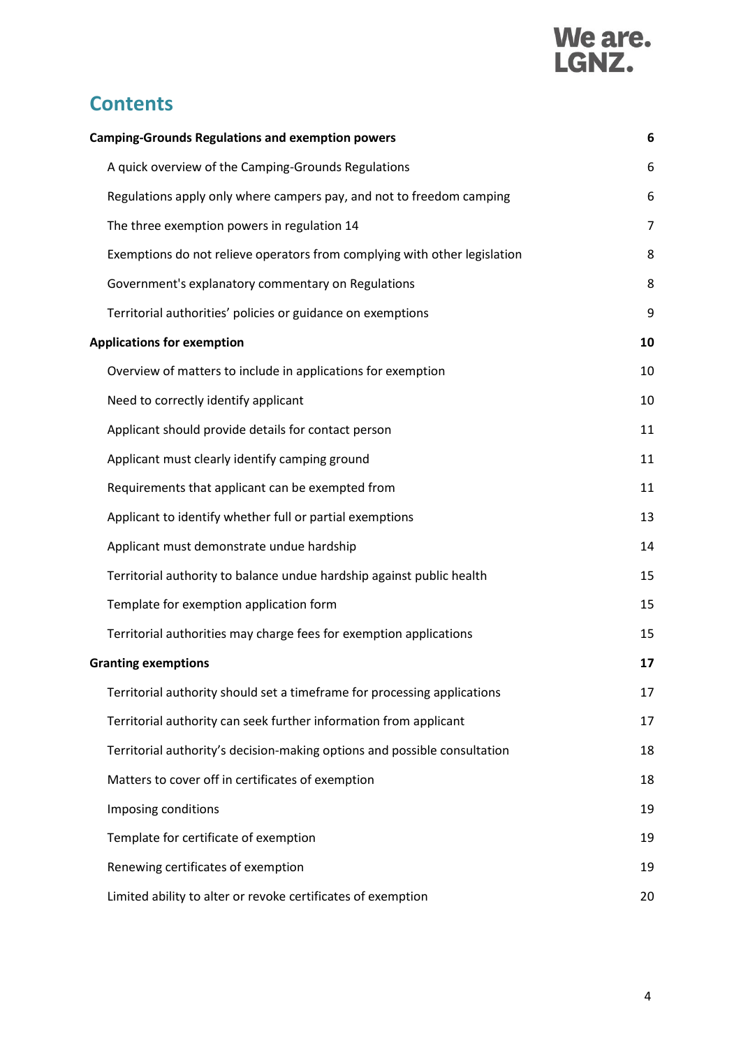## Contents

| | |
|---|---|
| **Camping-Grounds Regulations and exemption powers** | **6** |
| A quick overview of the Camping-Grounds Regulations | 6 |
| Regulations apply only where campers pay, and not to freedom camping | 6 |
| The three exemption powers in regulation 14 | 7 |
| Exemptions do not relieve operators from complying with other legislation | 8 |
| Government's explanatory commentary on Regulations | 8 |
| Territorial authorities' policies or guidance on exemptions | 9 |
| **Applications for exemption** | **10** |
| Overview of matters to include in applications for exemption | 10 |
| Need to correctly identify applicant | 10 |
| Applicant should provide details for contact person | 11 |
| Applicant must clearly identify camping ground | 11 |
| Requirements that applicant can be exempted from | 11 |
| Applicant to identify whether full or partial exemptions | 13 |
| Applicant must demonstrate undue hardship | 14 |
| Territorial authority to balance undue hardship against public health | 15 |
| Template for exemption application form | 15 |
| Territorial authorities may charge fees for exemption applications | 15 |
| **Granting exemptions** | **17** |
| Territorial authority should set a timeframe for processing applications | 17 |
| Territorial authority can seek further information from applicant | 17 |
| Territorial authority's decision-making options and possible consultation | 18 |
| Matters to cover off in certificates of exemption | 18 |
| Imposing conditions | 19 |
| Template for certificate of exemption | 19 |
| Renewing certificates of exemption | 19 |
| Limited ability to alter or revoke certificates of exemption | 20 |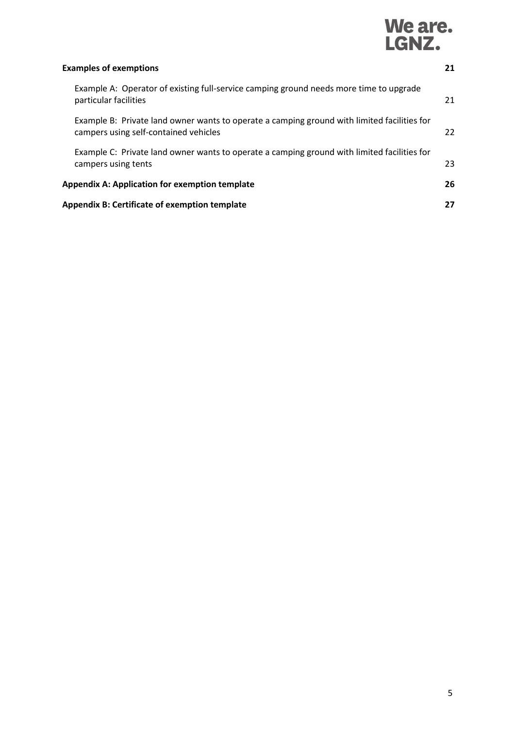**Examples of exemptions** **21**

- Example A: Operator of existing full-service camping ground needs more time to upgrade particular facilities 21
- Example B: Private land owner wants to operate a camping ground with limited facilities for campers using self-contained vehicles 22
- Example C: Private land owner wants to operate a camping ground with limited facilities for campers using tents 23

**Appendix A: Application for exemption template** **26**

**Appendix B: Certificate of exemption template** **27**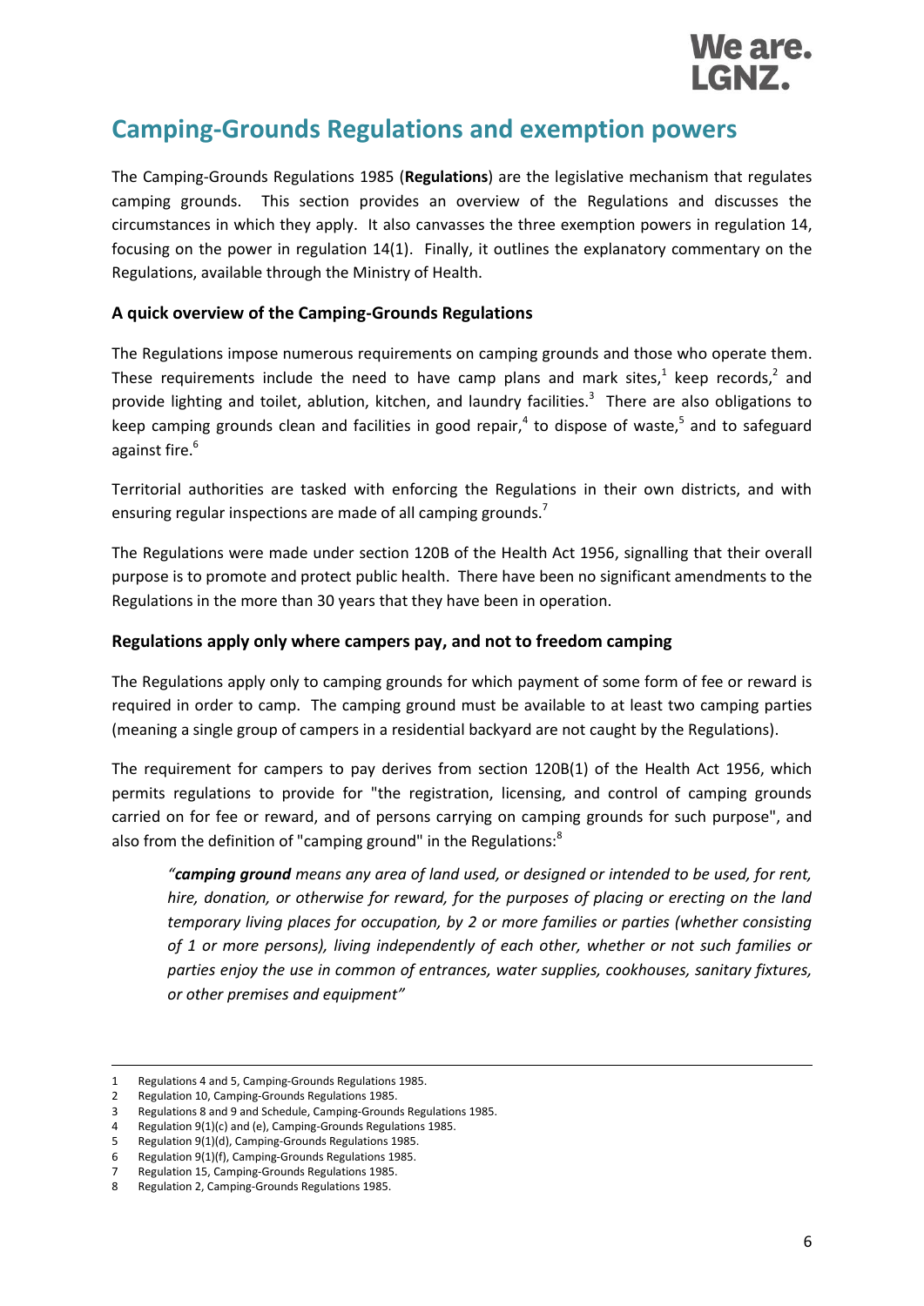## Camping-Grounds Regulations and exemption powers

The Camping-Grounds Regulations 1985 (**Regulations**) are the legislative mechanism that regulates camping grounds. This section provides an overview of the Regulations and discusses the circumstances in which they apply. It also canvasses the three exemption powers in regulation 14, focusing on the power in regulation 14(1). Finally, it outlines the explanatory commentary on the Regulations, available through the Ministry of Health.

### A quick overview of the Camping-Grounds Regulations

The Regulations impose numerous requirements on camping grounds and those who operate them. These requirements include the need to have camp plans and mark sites,[1] keep records,[2] and provide lighting and toilet, ablution, kitchen, and laundry facilities.[3] There are also obligations to keep camping grounds clean and facilities in good repair,[4] to dispose of waste,[5] and to safeguard against fire.[6]

Territorial authorities are tasked with enforcing the Regulations in their own districts, and with ensuring regular inspections are made of all camping grounds.[7]

The Regulations were made under section 120B of the Health Act 1956, signalling that their overall purpose is to promote and protect public health. There have been no significant amendments to the Regulations in the more than 30 years that they have been in operation.

### Regulations apply only where campers pay, and not to freedom camping

The Regulations apply only to camping grounds for which payment of some form of fee or reward is required in order to camp. The camping ground must be available to at least two camping parties (meaning a single group of campers in a residential backyard are not caught by the Regulations).

The requirement for campers to pay derives from section 120B(1) of the Health Act 1956, which permits regulations to provide for "the registration, licensing, and control of camping grounds carried on for fee or reward, and of persons carrying on camping grounds for such purpose", and also from the definition of "camping ground" in the Regulations:[8]

> *"**camping ground** means any area of land used, or designed or intended to be used, for rent, hire, donation, or otherwise for reward, for the purposes of placing or erecting on the land temporary living places for occupation, by 2 or more families or parties (whether consisting of 1 or more persons), living independently of each other, whether or not such families or parties enjoy the use in common of entrances, water supplies, cookhouses, sanitary fixtures, or other premises and equipment"*

---

1 Regulations 4 and 5, Camping-Grounds Regulations 1985.
2 Regulation 10, Camping-Grounds Regulations 1985.
3 Regulations 8 and 9 and Schedule, Camping-Grounds Regulations 1985.
4 Regulation 9(1)(c) and (e), Camping-Grounds Regulations 1985.
5 Regulation 9(1)(d), Camping-Grounds Regulations 1985.
6 Regulation 9(1)(f), Camping-Grounds Regulations 1985.
7 Regulation 15, Camping-Grounds Regulations 1985.
8 Regulation 2, Camping-Grounds Regulations 1985.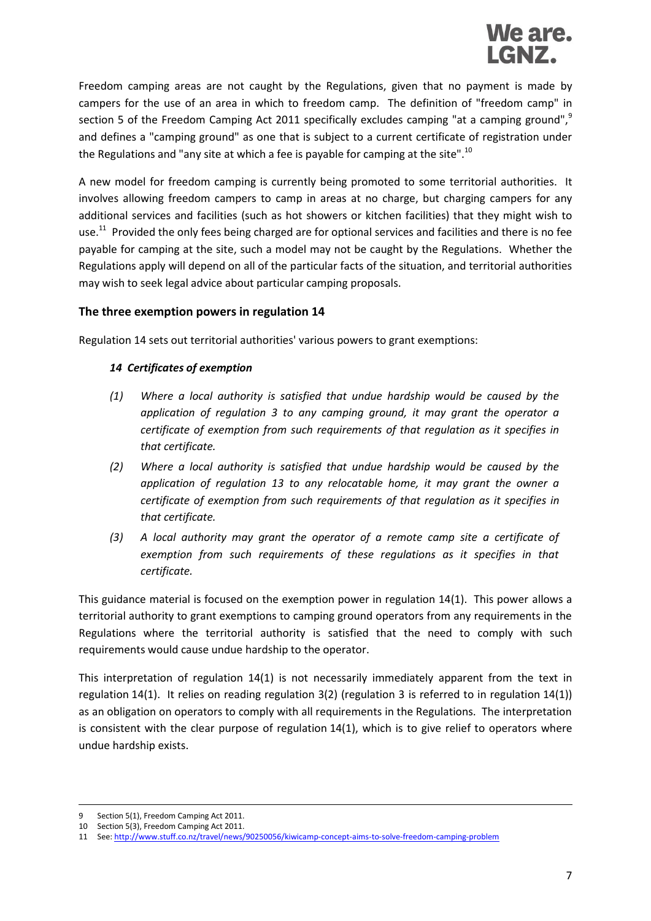Freedom camping areas are not caught by the Regulations, given that no payment is made by campers for the use of an area in which to freedom camp. The definition of "freedom camp" in section 5 of the Freedom Camping Act 2011 specifically excludes camping "at a camping ground",[9] and defines a "camping ground" as one that is subject to a current certificate of registration under the Regulations and "any site at which a fee is payable for camping at the site".[10]

A new model for freedom camping is currently being promoted to some territorial authorities. It involves allowing freedom campers to camp in areas at no charge, but charging campers for any additional services and facilities (such as hot showers or kitchen facilities) that they might wish to use.[11] Provided the only fees being charged are for optional services and facilities and there is no fee payable for camping at the site, such a model may not be caught by the Regulations. Whether the Regulations apply will depend on all of the particular facts of the situation, and territorial authorities may wish to seek legal advice about particular camping proposals.

## The three exemption powers in regulation 14

Regulation 14 sets out territorial authorities' various powers to grant exemptions:

> ***14 Certificates of exemption***
>
> *(1) Where a local authority is satisfied that undue hardship would be caused by the application of regulation 3 to any camping ground, it may grant the operator a certificate of exemption from such requirements of that regulation as it specifies in that certificate.*
>
> *(2) Where a local authority is satisfied that undue hardship would be caused by the application of regulation 13 to any relocatable home, it may grant the owner a certificate of exemption from such requirements of that regulation as it specifies in that certificate.*
>
> *(3) A local authority may grant the operator of a remote camp site a certificate of exemption from such requirements of these regulations as it specifies in that certificate.*

This guidance material is focused on the exemption power in regulation 14(1). This power allows a territorial authority to grant exemptions to camping ground operators from any requirements in the Regulations where the territorial authority is satisfied that the need to comply with such requirements would cause undue hardship to the operator.

This interpretation of regulation 14(1) is not necessarily immediately apparent from the text in regulation 14(1). It relies on reading regulation 3(2) (regulation 3 is referred to in regulation 14(1)) as an obligation on operators to comply with all requirements in the Regulations. The interpretation is consistent with the clear purpose of regulation 14(1), which is to give relief to operators where undue hardship exists.

---

9 Section 5(1), Freedom Camping Act 2011.

10 Section 5(3), Freedom Camping Act 2011.

11 See: http://www.stuff.co.nz/travel/news/90250056/kiwicamp-concept-aims-to-solve-freedom-camping-problem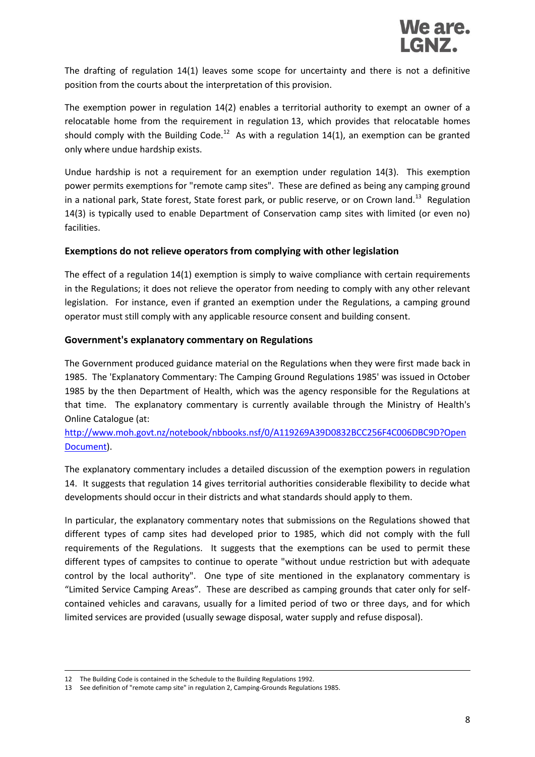The drafting of regulation 14(1) leaves some scope for uncertainty and there is not a definitive position from the courts about the interpretation of this provision.

The exemption power in regulation 14(2) enables a territorial authority to exempt an owner of a relocatable home from the requirement in regulation 13, which provides that relocatable homes should comply with the Building Code.[12] As with a regulation 14(1), an exemption can be granted only where undue hardship exists.

Undue hardship is not a requirement for an exemption under regulation 14(3). This exemption power permits exemptions for "remote camp sites". These are defined as being any camping ground in a national park, State forest, State forest park, or public reserve, or on Crown land.[13] Regulation 14(3) is typically used to enable Department of Conservation camp sites with limited (or even no) facilities.

### Exemptions do not relieve operators from complying with other legislation

The effect of a regulation 14(1) exemption is simply to waive compliance with certain requirements in the Regulations; it does not relieve the operator from needing to comply with any other relevant legislation. For instance, even if granted an exemption under the Regulations, a camping ground operator must still comply with any applicable resource consent and building consent.

### Government's explanatory commentary on Regulations

The Government produced guidance material on the Regulations when they were first made back in 1985. The 'Explanatory Commentary: The Camping Ground Regulations 1985' was issued in October 1985 by the then Department of Health, which was the agency responsible for the Regulations at that time. The explanatory commentary is currently available through the Ministry of Health's Online Catalogue (at: [http://www.moh.govt.nz/notebook/nbbooks.nsf/0/A119269A39D0832BCC256F4C006DBC9D?OpenDocument](http://www.moh.govt.nz/notebook/nbbooks.nsf/0/A119269A39D0832BCC256F4C006DBC9D?OpenDocument)).

The explanatory commentary includes a detailed discussion of the exemption powers in regulation 14. It suggests that regulation 14 gives territorial authorities considerable flexibility to decide what developments should occur in their districts and what standards should apply to them.

In particular, the explanatory commentary notes that submissions on the Regulations showed that different types of camp sites had developed prior to 1985, which did not comply with the full requirements of the Regulations. It suggests that the exemptions can be used to permit these different types of campsites to continue to operate "without undue restriction but with adequate control by the local authority". One type of site mentioned in the explanatory commentary is "Limited Service Camping Areas". These are described as camping grounds that cater only for self-contained vehicles and caravans, usually for a limited period of two or three days, and for which limited services are provided (usually sewage disposal, water supply and refuse disposal).

---

12 The Building Code is contained in the Schedule to the Building Regulations 1992.

13 See definition of "remote camp site" in regulation 2, Camping-Grounds Regulations 1985.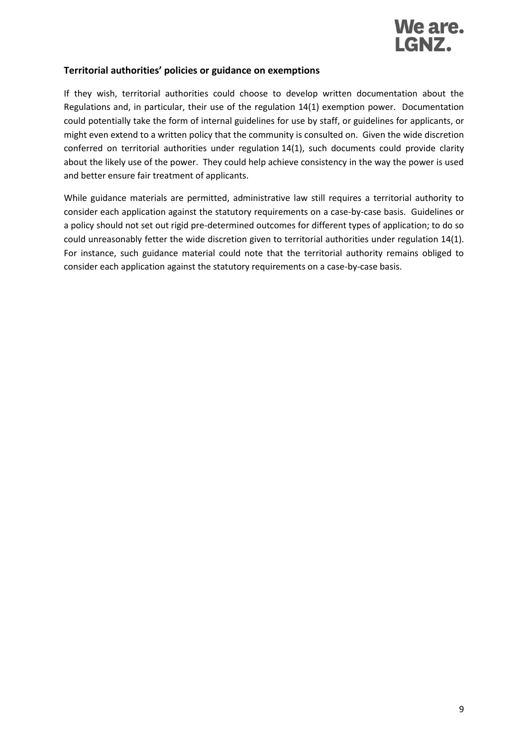**Territorial authorities' policies or guidance on exemptions**

If they wish, territorial authorities could choose to develop written documentation about the Regulations and, in particular, their use of the regulation 14(1) exemption power. Documentation could potentially take the form of internal guidelines for use by staff, or guidelines for applicants, or might even extend to a written policy that the community is consulted on. Given the wide discretion conferred on territorial authorities under regulation 14(1), such documents could provide clarity about the likely use of the power. They could help achieve consistency in the way the power is used and better ensure fair treatment of applicants.

While guidance materials are permitted, administrative law still requires a territorial authority to consider each application against the statutory requirements on a case-by-case basis. Guidelines or a policy should not set out rigid pre-determined outcomes for different types of application; to do so could unreasonably fetter the wide discretion given to territorial authorities under regulation 14(1). For instance, such guidance material could note that the territorial authority remains obliged to consider each application against the statutory requirements on a case-by-case basis.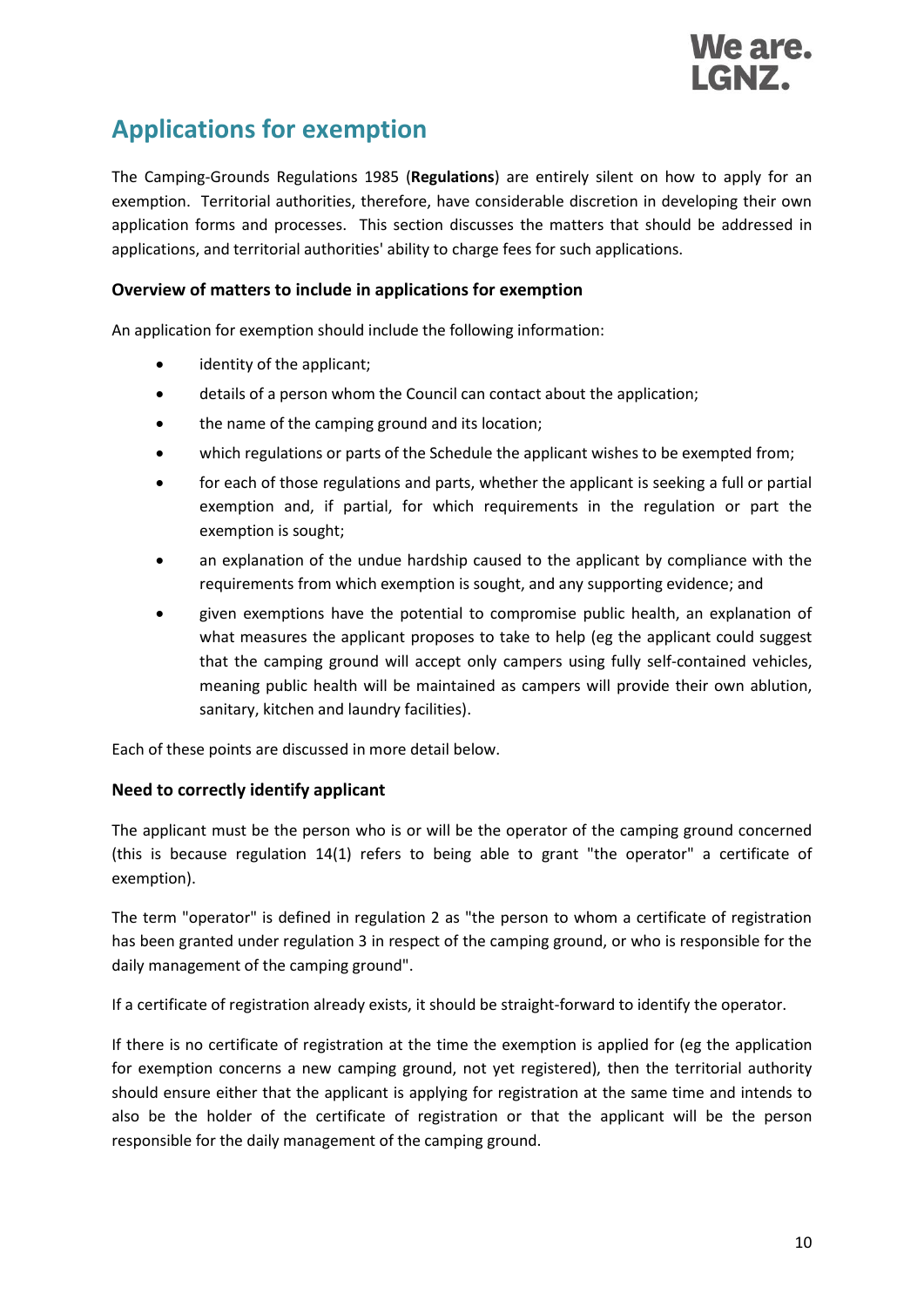## Applications for exemption

The Camping-Grounds Regulations 1985 (**Regulations**) are entirely silent on how to apply for an exemption. Territorial authorities, therefore, have considerable discretion in developing their own application forms and processes. This section discusses the matters that should be addressed in applications, and territorial authorities' ability to charge fees for such applications.

### Overview of matters to include in applications for exemption

An application for exemption should include the following information:

- identity of the applicant;
- details of a person whom the Council can contact about the application;
- the name of the camping ground and its location;
- which regulations or parts of the Schedule the applicant wishes to be exempted from;
- for each of those regulations and parts, whether the applicant is seeking a full or partial exemption and, if partial, for which requirements in the regulation or part the exemption is sought;
- an explanation of the undue hardship caused to the applicant by compliance with the requirements from which exemption is sought, and any supporting evidence; and
- given exemptions have the potential to compromise public health, an explanation of what measures the applicant proposes to take to help (eg the applicant could suggest that the camping ground will accept only campers using fully self-contained vehicles, meaning public health will be maintained as campers will provide their own ablution, sanitary, kitchen and laundry facilities).

Each of these points are discussed in more detail below.

### Need to correctly identify applicant

The applicant must be the person who is or will be the operator of the camping ground concerned (this is because regulation 14(1) refers to being able to grant "the operator" a certificate of exemption).

The term "operator" is defined in regulation 2 as "the person to whom a certificate of registration has been granted under regulation 3 in respect of the camping ground, or who is responsible for the daily management of the camping ground".

If a certificate of registration already exists, it should be straight-forward to identify the operator.

If there is no certificate of registration at the time the exemption is applied for (eg the application for exemption concerns a new camping ground, not yet registered), then the territorial authority should ensure either that the applicant is applying for registration at the same time and intends to also be the holder of the certificate of registration or that the applicant will be the person responsible for the daily management of the camping ground.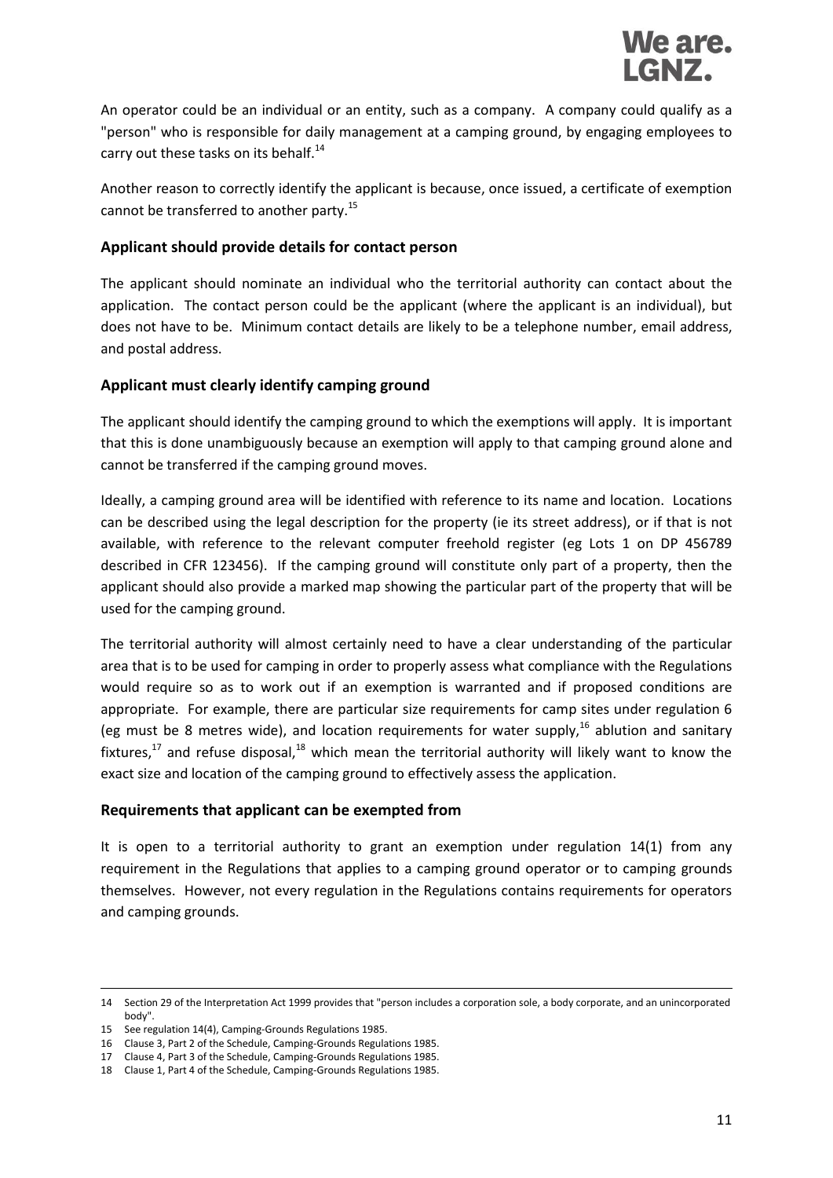An operator could be an individual or an entity, such as a company. A company could qualify as a "person" who is responsible for daily management at a camping ground, by engaging employees to carry out these tasks on its behalf.[14]

Another reason to correctly identify the applicant is because, once issued, a certificate of exemption cannot be transferred to another party.[15]

### Applicant should provide details for contact person

The applicant should nominate an individual who the territorial authority can contact about the application. The contact person could be the applicant (where the applicant is an individual), but does not have to be. Minimum contact details are likely to be a telephone number, email address, and postal address.

### Applicant must clearly identify camping ground

The applicant should identify the camping ground to which the exemptions will apply. It is important that this is done unambiguously because an exemption will apply to that camping ground alone and cannot be transferred if the camping ground moves.

Ideally, a camping ground area will be identified with reference to its name and location. Locations can be described using the legal description for the property (ie its street address), or if that is not available, with reference to the relevant computer freehold register (eg Lots 1 on DP 456789 described in CFR 123456). If the camping ground will constitute only part of a property, then the applicant should also provide a marked map showing the particular part of the property that will be used for the camping ground.

The territorial authority will almost certainly need to have a clear understanding of the particular area that is to be used for camping in order to properly assess what compliance with the Regulations would require so as to work out if an exemption is warranted and if proposed conditions are appropriate. For example, there are particular size requirements for camp sites under regulation 6 (eg must be 8 metres wide), and location requirements for water supply,[16] ablution and sanitary fixtures,[17] and refuse disposal,[18] which mean the territorial authority will likely want to know the exact size and location of the camping ground to effectively assess the application.

### Requirements that applicant can be exempted from

It is open to a territorial authority to grant an exemption under regulation 14(1) from any requirement in the Regulations that applies to a camping ground operator or to camping grounds themselves. However, not every regulation in the Regulations contains requirements for operators and camping grounds.

---

14 Section 29 of the Interpretation Act 1999 provides that "person includes a corporation sole, a body corporate, and an unincorporated body".

15 See regulation 14(4), Camping-Grounds Regulations 1985.

16 Clause 3, Part 2 of the Schedule, Camping-Grounds Regulations 1985.

17 Clause 4, Part 3 of the Schedule, Camping-Grounds Regulations 1985.

18 Clause 1, Part 4 of the Schedule, Camping-Grounds Regulations 1985.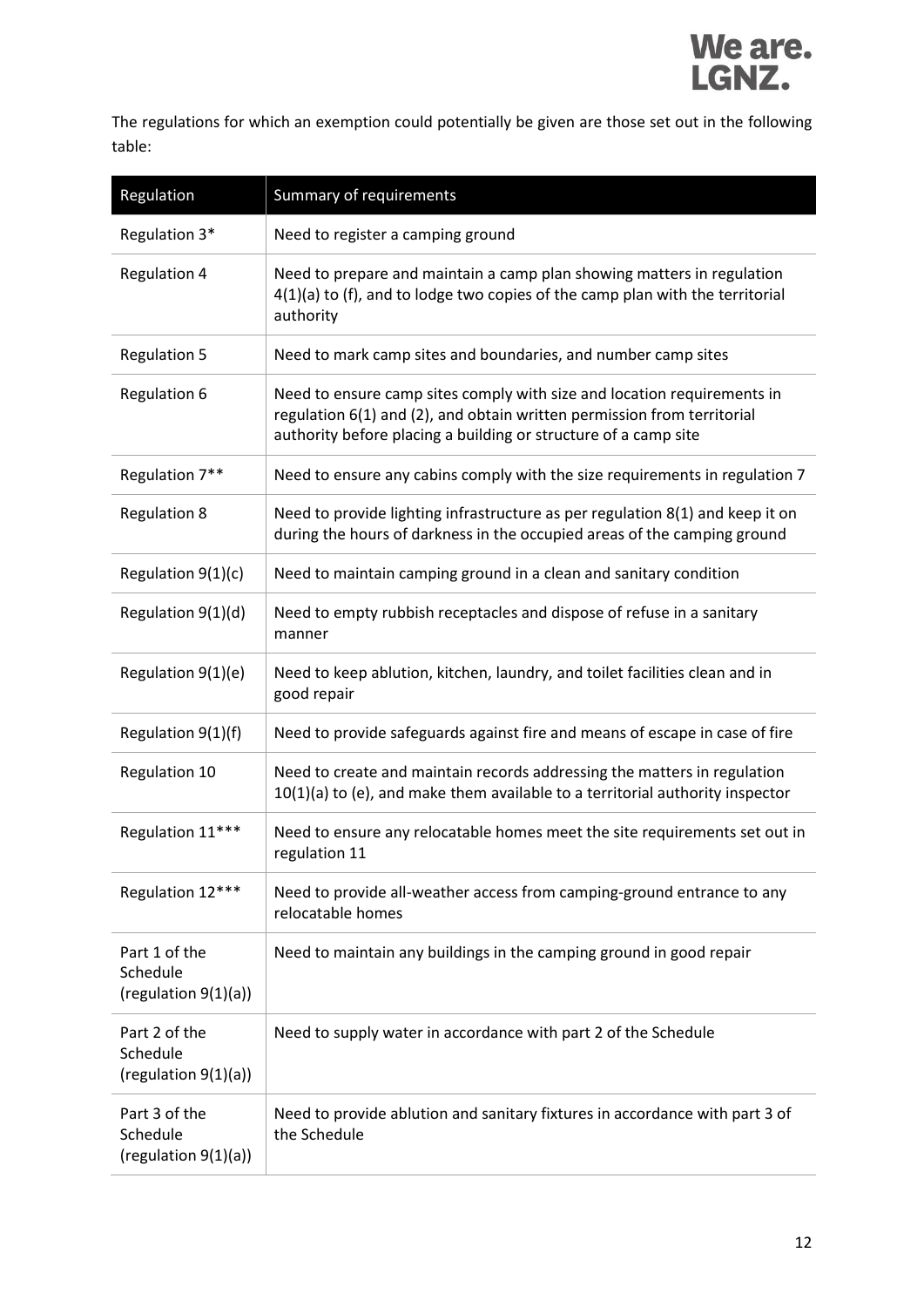The regulations for which an exemption could potentially be given are those set out in the following table:

| Regulation | Summary of requirements |
| --- | --- |
| Regulation 3* | Need to register a camping ground |
| Regulation 4 | Need to prepare and maintain a camp plan showing matters in regulation 4(1)(a) to (f), and to lodge two copies of the camp plan with the territorial authority |
| Regulation 5 | Need to mark camp sites and boundaries, and number camp sites |
| Regulation 6 | Need to ensure camp sites comply with size and location requirements in regulation 6(1) and (2), and obtain written permission from territorial authority before placing a building or structure of a camp site |
| Regulation 7** | Need to ensure any cabins comply with the size requirements in regulation 7 |
| Regulation 8 | Need to provide lighting infrastructure as per regulation 8(1) and keep it on during the hours of darkness in the occupied areas of the camping ground |
| Regulation 9(1)(c) | Need to maintain camping ground in a clean and sanitary condition |
| Regulation 9(1)(d) | Need to empty rubbish receptacles and dispose of refuse in a sanitary manner |
| Regulation 9(1)(e) | Need to keep ablution, kitchen, laundry, and toilet facilities clean and in good repair |
| Regulation 9(1)(f) | Need to provide safeguards against fire and means of escape in case of fire |
| Regulation 10 | Need to create and maintain records addressing the matters in regulation 10(1)(a) to (e), and make them available to a territorial authority inspector |
| Regulation 11*** | Need to ensure any relocatable homes meet the site requirements set out in regulation 11 |
| Regulation 12*** | Need to provide all-weather access from camping-ground entrance to any relocatable homes |
| Part 1 of the Schedule (regulation 9(1)(a)) | Need to maintain any buildings in the camping ground in good repair |
| Part 2 of the Schedule (regulation 9(1)(a)) | Need to supply water in accordance with part 2 of the Schedule |
| Part 3 of the Schedule (regulation 9(1)(a)) | Need to provide ablution and sanitary fixtures in accordance with part 3 of the Schedule |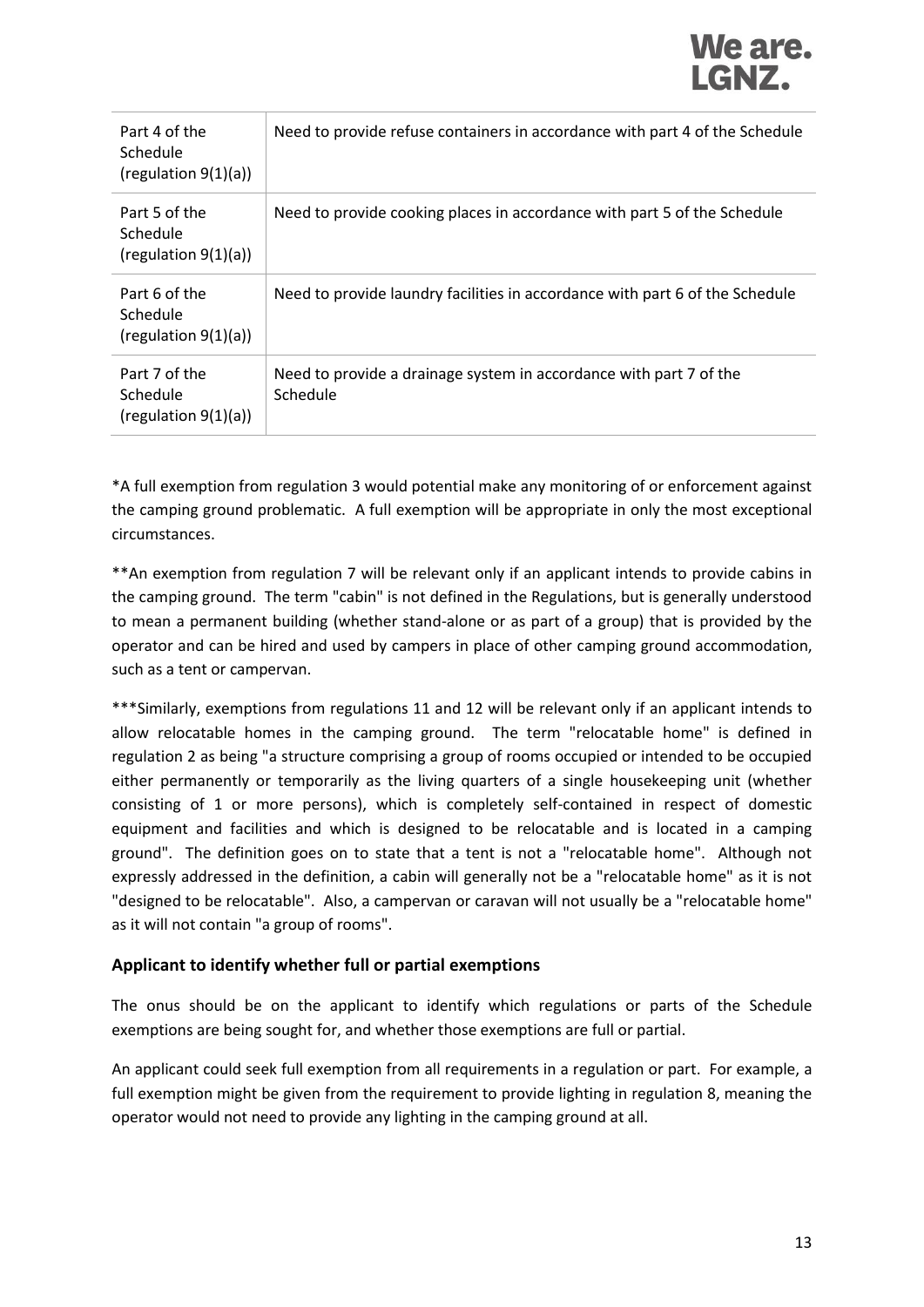| Part 4 of the Schedule (regulation 9(1)(a)) | Need to provide refuse containers in accordance with part 4 of the Schedule |
|---|---|
| Part 5 of the Schedule (regulation 9(1)(a)) | Need to provide cooking places in accordance with part 5 of the Schedule |
| Part 6 of the Schedule (regulation 9(1)(a)) | Need to provide laundry facilities in accordance with part 6 of the Schedule |
| Part 7 of the Schedule (regulation 9(1)(a)) | Need to provide a drainage system in accordance with part 7 of the Schedule |

*A full exemption from regulation 3 would potential make any monitoring of or enforcement against the camping ground problematic. A full exemption will be appropriate in only the most exceptional circumstances.

**An exemption from regulation 7 will be relevant only if an applicant intends to provide cabins in the camping ground. The term "cabin" is not defined in the Regulations, but is generally understood to mean a permanent building (whether stand-alone or as part of a group) that is provided by the operator and can be hired and used by campers in place of other camping ground accommodation, such as a tent or campervan.

***Similarly, exemptions from regulations 11 and 12 will be relevant only if an applicant intends to allow relocatable homes in the camping ground. The term "relocatable home" is defined in regulation 2 as being "a structure comprising a group of rooms occupied or intended to be occupied either permanently or temporarily as the living quarters of a single housekeeping unit (whether consisting of 1 or more persons), which is completely self-contained in respect of domestic equipment and facilities and which is designed to be relocatable and is located in a camping ground". The definition goes on to state that a tent is not a "relocatable home". Although not expressly addressed in the definition, a cabin will generally not be a "relocatable home" as it is not "designed to be relocatable". Also, a campervan or caravan will not usually be a "relocatable home" as it will not contain "a group of rooms".

### Applicant to identify whether full or partial exemptions

The onus should be on the applicant to identify which regulations or parts of the Schedule exemptions are being sought for, and whether those exemptions are full or partial.

An applicant could seek full exemption from all requirements in a regulation or part. For example, a full exemption might be given from the requirement to provide lighting in regulation 8, meaning the operator would not need to provide any lighting in the camping ground at all.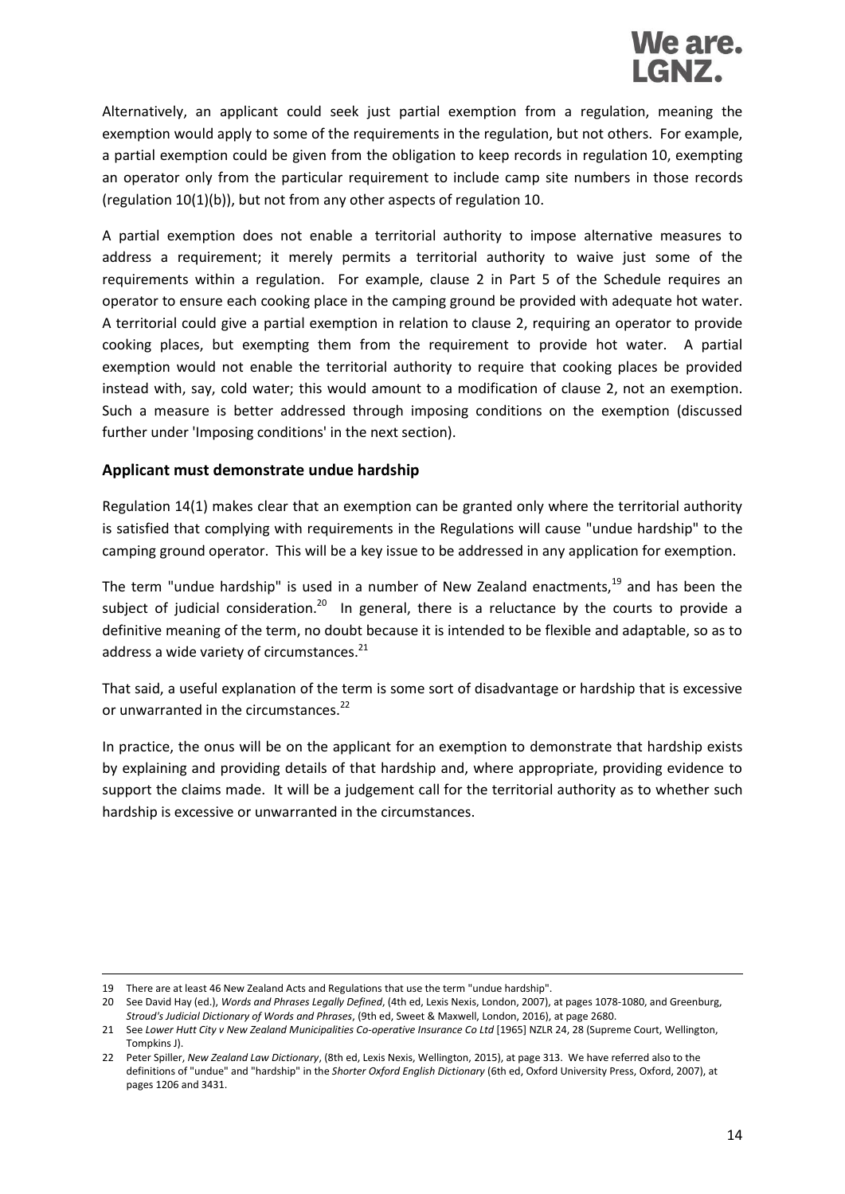Alternatively, an applicant could seek just partial exemption from a regulation, meaning the exemption would apply to some of the requirements in the regulation, but not others. For example, a partial exemption could be given from the obligation to keep records in regulation 10, exempting an operator only from the particular requirement to include camp site numbers in those records (regulation 10(1)(b)), but not from any other aspects of regulation 10.

A partial exemption does not enable a territorial authority to impose alternative measures to address a requirement; it merely permits a territorial authority to waive just some of the requirements within a regulation. For example, clause 2 in Part 5 of the Schedule requires an operator to ensure each cooking place in the camping ground be provided with adequate hot water. A territorial could give a partial exemption in relation to clause 2, requiring an operator to provide cooking places, but exempting them from the requirement to provide hot water. A partial exemption would not enable the territorial authority to require that cooking places be provided instead with, say, cold water; this would amount to a modification of clause 2, not an exemption. Such a measure is better addressed through imposing conditions on the exemption (discussed further under 'Imposing conditions' in the next section).

### Applicant must demonstrate undue hardship

Regulation 14(1) makes clear that an exemption can be granted only where the territorial authority is satisfied that complying with requirements in the Regulations will cause "undue hardship" to the camping ground operator. This will be a key issue to be addressed in any application for exemption.

The term "undue hardship" is used in a number of New Zealand enactments,[19] and has been the subject of judicial consideration.[20] In general, there is a reluctance by the courts to provide a definitive meaning of the term, no doubt because it is intended to be flexible and adaptable, so as to address a wide variety of circumstances.[21]

That said, a useful explanation of the term is some sort of disadvantage or hardship that is excessive or unwarranted in the circumstances.[22]

In practice, the onus will be on the applicant for an exemption to demonstrate that hardship exists by explaining and providing details of that hardship and, where appropriate, providing evidence to support the claims made. It will be a judgement call for the territorial authority as to whether such hardship is excessive or unwarranted in the circumstances.

---

19 There are at least 46 New Zealand Acts and Regulations that use the term "undue hardship".

20 See David Hay (ed.), *Words and Phrases Legally Defined*, (4th ed, Lexis Nexis, London, 2007), at pages 1078-1080, and Greenburg, *Stroud's Judicial Dictionary of Words and Phrases*, (9th ed, Sweet & Maxwell, London, 2016), at page 2680.

21 See *Lower Hutt City v New Zealand Municipalities Co-operative Insurance Co Ltd* [1965] NZLR 24, 28 (Supreme Court, Wellington, Tompkins J).

22 Peter Spiller, *New Zealand Law Dictionary*, (8th ed, Lexis Nexis, Wellington, 2015), at page 313. We have referred also to the definitions of "undue" and "hardship" in the *Shorter Oxford English Dictionary* (6th ed, Oxford University Press, Oxford, 2007), at pages 1206 and 3431.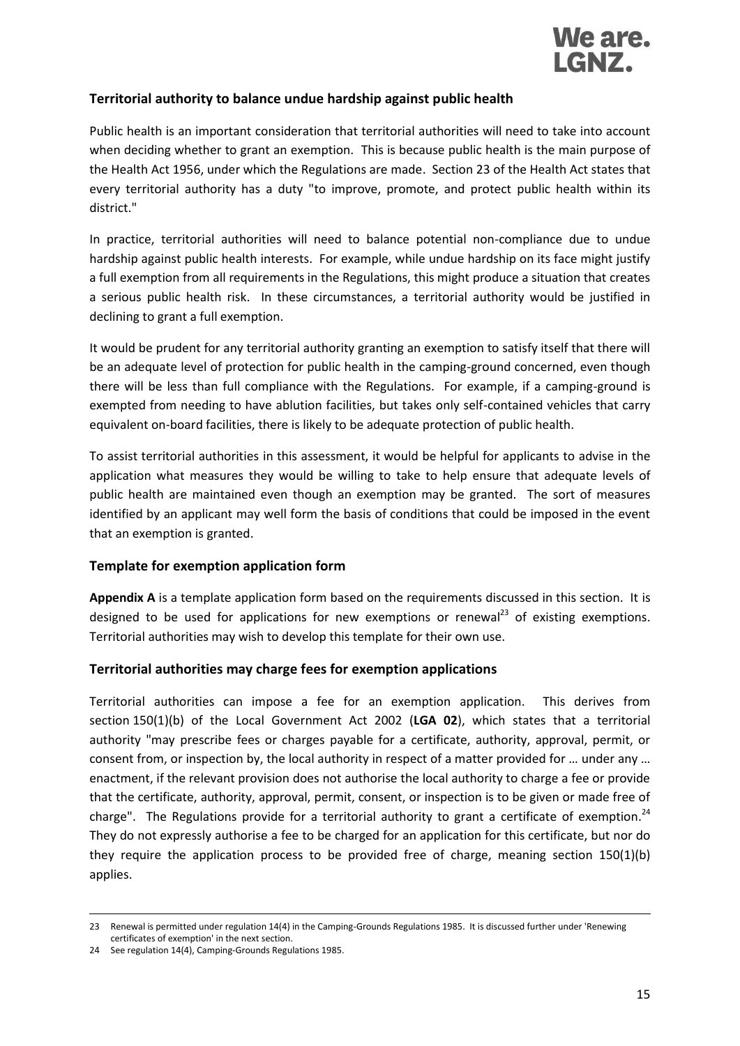### Territorial authority to balance undue hardship against public health

Public health is an important consideration that territorial authorities will need to take into account when deciding whether to grant an exemption. This is because public health is the main purpose of the Health Act 1956, under which the Regulations are made. Section 23 of the Health Act states that every territorial authority has a duty "to improve, promote, and protect public health within its district."

In practice, territorial authorities will need to balance potential non-compliance due to undue hardship against public health interests. For example, while undue hardship on its face might justify a full exemption from all requirements in the Regulations, this might produce a situation that creates a serious public health risk. In these circumstances, a territorial authority would be justified in declining to grant a full exemption.

It would be prudent for any territorial authority granting an exemption to satisfy itself that there will be an adequate level of protection for public health in the camping-ground concerned, even though there will be less than full compliance with the Regulations. For example, if a camping-ground is exempted from needing to have ablution facilities, but takes only self-contained vehicles that carry equivalent on-board facilities, there is likely to be adequate protection of public health.

To assist territorial authorities in this assessment, it would be helpful for applicants to advise in the application what measures they would be willing to take to help ensure that adequate levels of public health are maintained even though an exemption may be granted. The sort of measures identified by an applicant may well form the basis of conditions that could be imposed in the event that an exemption is granted.

### Template for exemption application form

**Appendix A** is a template application form based on the requirements discussed in this section. It is designed to be used for applications for new exemptions or renewal[23] of existing exemptions. Territorial authorities may wish to develop this template for their own use.

### Territorial authorities may charge fees for exemption applications

Territorial authorities can impose a fee for an exemption application. This derives from section 150(1)(b) of the Local Government Act 2002 (**LGA 02**), which states that a territorial authority "may prescribe fees or charges payable for a certificate, authority, approval, permit, or consent from, or inspection by, the local authority in respect of a matter provided for … under any … enactment, if the relevant provision does not authorise the local authority to charge a fee or provide that the certificate, authority, approval, permit, consent, or inspection is to be given or made free of charge". The Regulations provide for a territorial authority to grant a certificate of exemption.[24] They do not expressly authorise a fee to be charged for an application for this certificate, but nor do they require the application process to be provided free of charge, meaning section 150(1)(b) applies.

---

23 Renewal is permitted under regulation 14(4) in the Camping-Grounds Regulations 1985. It is discussed further under 'Renewing certificates of exemption' in the next section.

24 See regulation 14(4), Camping-Grounds Regulations 1985.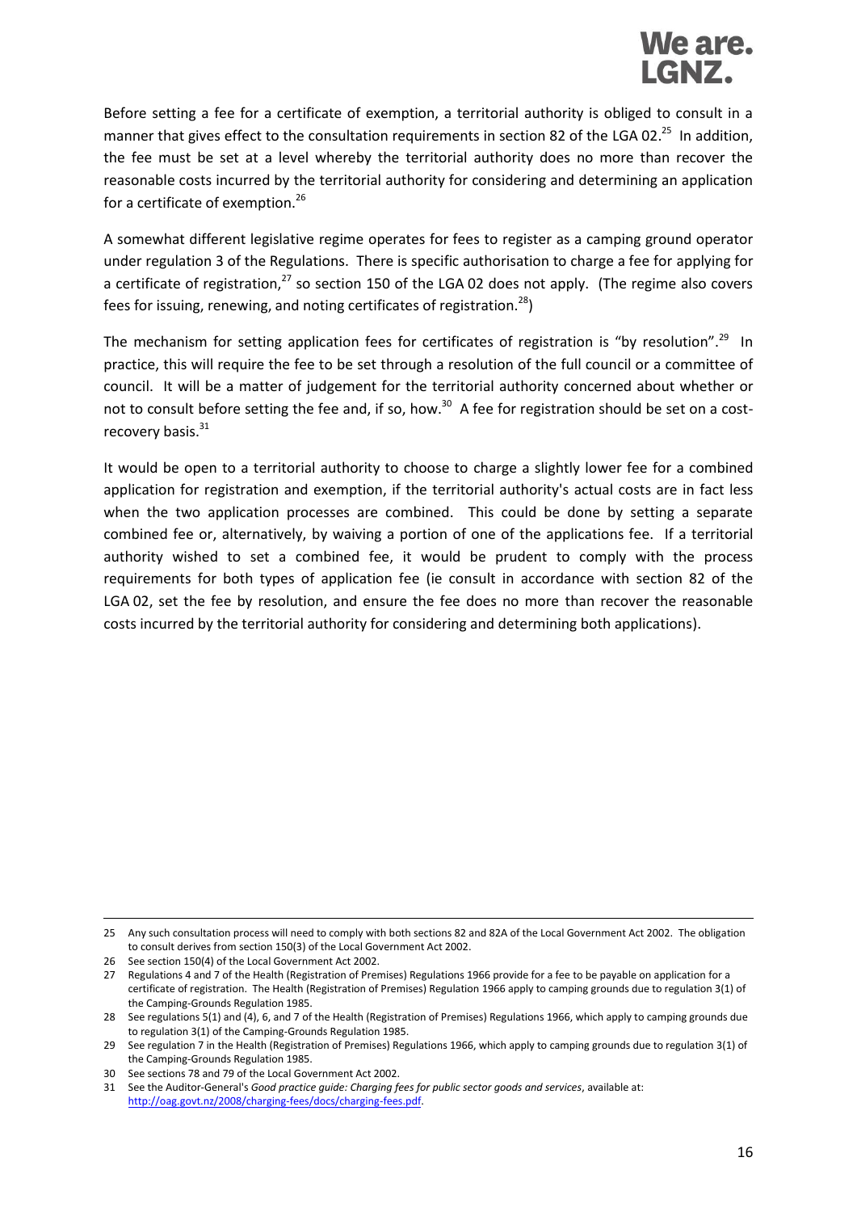Before setting a fee for a certificate of exemption, a territorial authority is obliged to consult in a manner that gives effect to the consultation requirements in section 82 of the LGA 02.[25] In addition, the fee must be set at a level whereby the territorial authority does no more than recover the reasonable costs incurred by the territorial authority for considering and determining an application for a certificate of exemption.[26]

A somewhat different legislative regime operates for fees to register as a camping ground operator under regulation 3 of the Regulations. There is specific authorisation to charge a fee for applying for a certificate of registration,[27] so section 150 of the LGA 02 does not apply. (The regime also covers fees for issuing, renewing, and noting certificates of registration.[28])

The mechanism for setting application fees for certificates of registration is "by resolution".[29] In practice, this will require the fee to be set through a resolution of the full council or a committee of council. It will be a matter of judgement for the territorial authority concerned about whether or not to consult before setting the fee and, if so, how.[30] A fee for registration should be set on a cost-recovery basis.[31]

It would be open to a territorial authority to choose to charge a slightly lower fee for a combined application for registration and exemption, if the territorial authority's actual costs are in fact less when the two application processes are combined. This could be done by setting a separate combined fee or, alternatively, by waiving a portion of one of the applications fee. If a territorial authority wished to set a combined fee, it would be prudent to comply with the process requirements for both types of application fee (ie consult in accordance with section 82 of the LGA 02, set the fee by resolution, and ensure the fee does no more than recover the reasonable costs incurred by the territorial authority for considering and determining both applications).

---

25 Any such consultation process will need to comply with both sections 82 and 82A of the Local Government Act 2002. The obligation to consult derives from section 150(3) of the Local Government Act 2002.

26 See section 150(4) of the Local Government Act 2002.

27 Regulations 4 and 7 of the Health (Registration of Premises) Regulations 1966 provide for a fee to be payable on application for a certificate of registration. The Health (Registration of Premises) Regulation 1966 apply to camping grounds due to regulation 3(1) of the Camping-Grounds Regulation 1985.

28 See regulations 5(1) and (4), 6, and 7 of the Health (Registration of Premises) Regulations 1966, which apply to camping grounds due to regulation 3(1) of the Camping-Grounds Regulation 1985.

29 See regulation 7 in the Health (Registration of Premises) Regulations 1966, which apply to camping grounds due to regulation 3(1) of the Camping-Grounds Regulation 1985.

30 See sections 78 and 79 of the Local Government Act 2002.

31 See the Auditor-General's *Good practice guide: Charging fees for public sector goods and services*, available at: http://oag.govt.nz/2008/charging-fees/docs/charging-fees.pdf.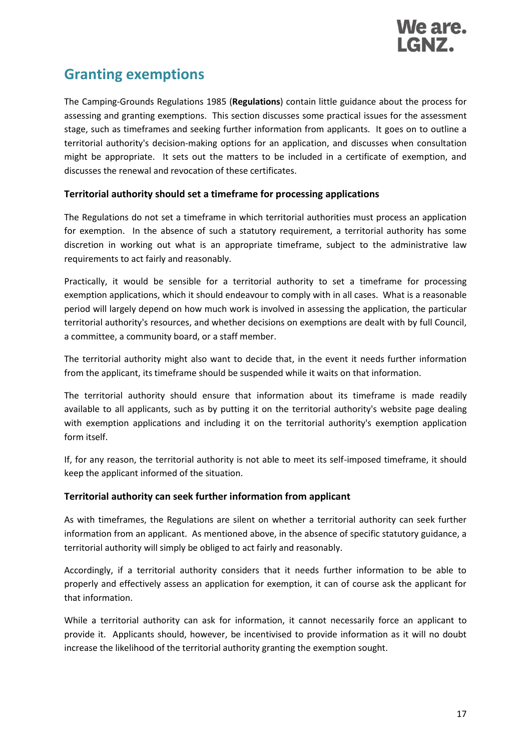## Granting exemptions

The Camping-Grounds Regulations 1985 (**Regulations**) contain little guidance about the process for assessing and granting exemptions. This section discusses some practical issues for the assessment stage, such as timeframes and seeking further information from applicants. It goes on to outline a territorial authority's decision-making options for an application, and discusses when consultation might be appropriate. It sets out the matters to be included in a certificate of exemption, and discusses the renewal and revocation of these certificates.

### Territorial authority should set a timeframe for processing applications

The Regulations do not set a timeframe in which territorial authorities must process an application for exemption. In the absence of such a statutory requirement, a territorial authority has some discretion in working out what is an appropriate timeframe, subject to the administrative law requirements to act fairly and reasonably.

Practically, it would be sensible for a territorial authority to set a timeframe for processing exemption applications, which it should endeavour to comply with in all cases. What is a reasonable period will largely depend on how much work is involved in assessing the application, the particular territorial authority's resources, and whether decisions on exemptions are dealt with by full Council, a committee, a community board, or a staff member.

The territorial authority might also want to decide that, in the event it needs further information from the applicant, its timeframe should be suspended while it waits on that information.

The territorial authority should ensure that information about its timeframe is made readily available to all applicants, such as by putting it on the territorial authority's website page dealing with exemption applications and including it on the territorial authority's exemption application form itself.

If, for any reason, the territorial authority is not able to meet its self-imposed timeframe, it should keep the applicant informed of the situation.

### Territorial authority can seek further information from applicant

As with timeframes, the Regulations are silent on whether a territorial authority can seek further information from an applicant. As mentioned above, in the absence of specific statutory guidance, a territorial authority will simply be obliged to act fairly and reasonably.

Accordingly, if a territorial authority considers that it needs further information to be able to properly and effectively assess an application for exemption, it can of course ask the applicant for that information.

While a territorial authority can ask for information, it cannot necessarily force an applicant to provide it. Applicants should, however, be incentivised to provide information as it will no doubt increase the likelihood of the territorial authority granting the exemption sought.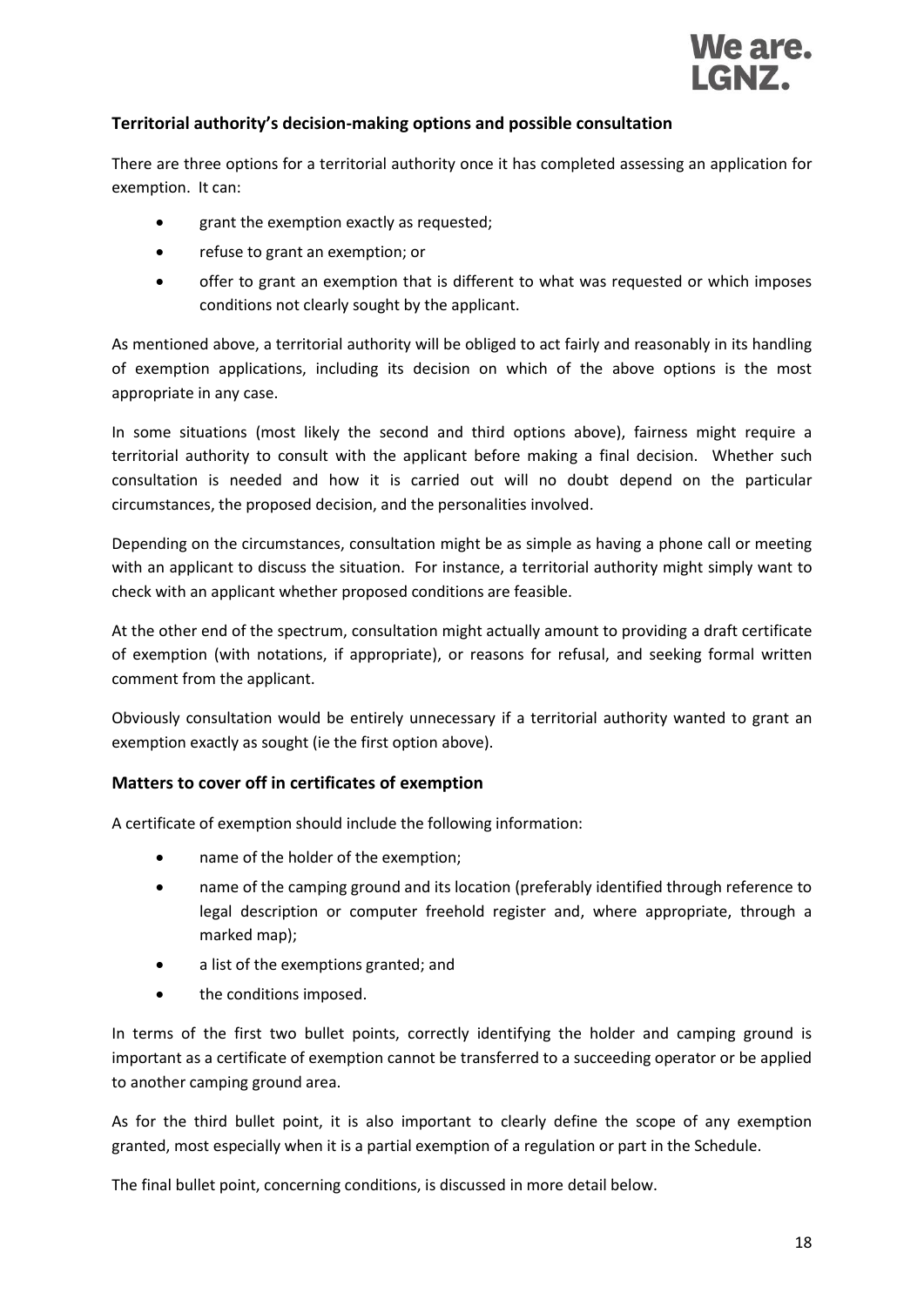## Territorial authority's decision-making options and possible consultation

There are three options for a territorial authority once it has completed assessing an application for exemption. It can:

- grant the exemption exactly as requested;
- refuse to grant an exemption; or
- offer to grant an exemption that is different to what was requested or which imposes conditions not clearly sought by the applicant.

As mentioned above, a territorial authority will be obliged to act fairly and reasonably in its handling of exemption applications, including its decision on which of the above options is the most appropriate in any case.

In some situations (most likely the second and third options above), fairness might require a territorial authority to consult with the applicant before making a final decision. Whether such consultation is needed and how it is carried out will no doubt depend on the particular circumstances, the proposed decision, and the personalities involved.

Depending on the circumstances, consultation might be as simple as having a phone call or meeting with an applicant to discuss the situation. For instance, a territorial authority might simply want to check with an applicant whether proposed conditions are feasible.

At the other end of the spectrum, consultation might actually amount to providing a draft certificate of exemption (with notations, if appropriate), or reasons for refusal, and seeking formal written comment from the applicant.

Obviously consultation would be entirely unnecessary if a territorial authority wanted to grant an exemption exactly as sought (ie the first option above).

## Matters to cover off in certificates of exemption

A certificate of exemption should include the following information:

- name of the holder of the exemption;
- name of the camping ground and its location (preferably identified through reference to legal description or computer freehold register and, where appropriate, through a marked map);
- a list of the exemptions granted; and
- the conditions imposed.

In terms of the first two bullet points, correctly identifying the holder and camping ground is important as a certificate of exemption cannot be transferred to a succeeding operator or be applied to another camping ground area.

As for the third bullet point, it is also important to clearly define the scope of any exemption granted, most especially when it is a partial exemption of a regulation or part in the Schedule.

The final bullet point, concerning conditions, is discussed in more detail below.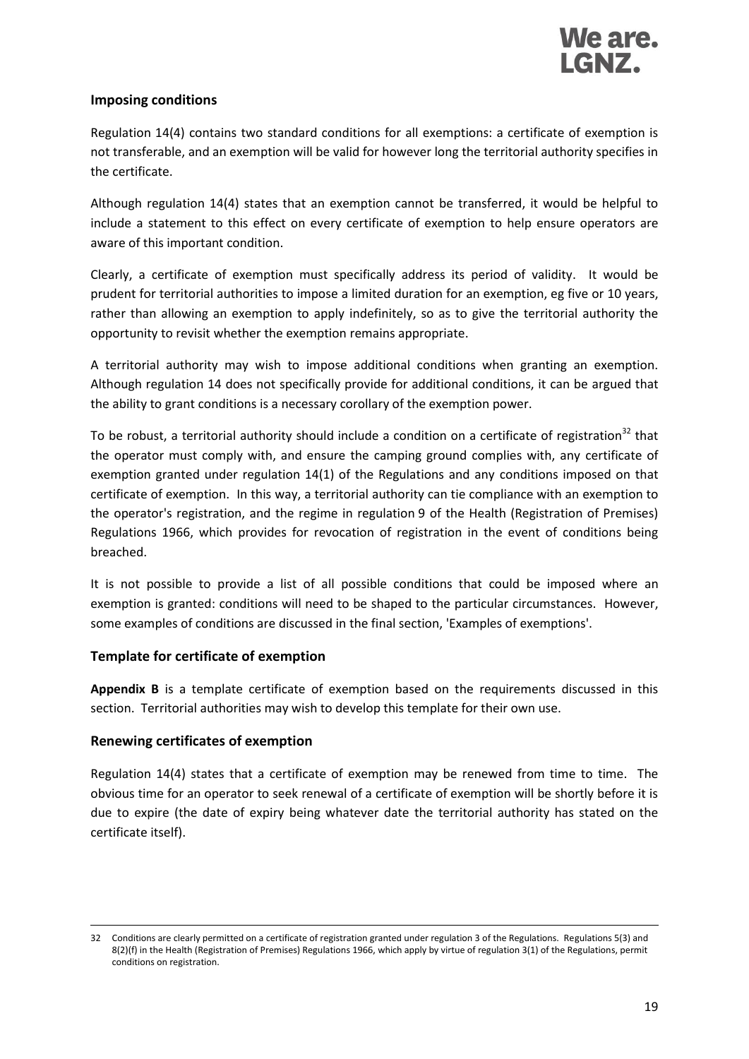### Imposing conditions

Regulation 14(4) contains two standard conditions for all exemptions: a certificate of exemption is not transferable, and an exemption will be valid for however long the territorial authority specifies in the certificate.

Although regulation 14(4) states that an exemption cannot be transferred, it would be helpful to include a statement to this effect on every certificate of exemption to help ensure operators are aware of this important condition.

Clearly, a certificate of exemption must specifically address its period of validity. It would be prudent for territorial authorities to impose a limited duration for an exemption, eg five or 10 years, rather than allowing an exemption to apply indefinitely, so as to give the territorial authority the opportunity to revisit whether the exemption remains appropriate.

A territorial authority may wish to impose additional conditions when granting an exemption. Although regulation 14 does not specifically provide for additional conditions, it can be argued that the ability to grant conditions is a necessary corollary of the exemption power.

To be robust, a territorial authority should include a condition on a certificate of registration[32] that the operator must comply with, and ensure the camping ground complies with, any certificate of exemption granted under regulation 14(1) of the Regulations and any conditions imposed on that certificate of exemption. In this way, a territorial authority can tie compliance with an exemption to the operator's registration, and the regime in regulation 9 of the Health (Registration of Premises) Regulations 1966, which provides for revocation of registration in the event of conditions being breached.

It is not possible to provide a list of all possible conditions that could be imposed where an exemption is granted: conditions will need to be shaped to the particular circumstances. However, some examples of conditions are discussed in the final section, 'Examples of exemptions'.

### Template for certificate of exemption

**Appendix B** is a template certificate of exemption based on the requirements discussed in this section. Territorial authorities may wish to develop this template for their own use.

### Renewing certificates of exemption

Regulation 14(4) states that a certificate of exemption may be renewed from time to time. The obvious time for an operator to seek renewal of a certificate of exemption will be shortly before it is due to expire (the date of expiry being whatever date the territorial authority has stated on the certificate itself).

---

32 Conditions are clearly permitted on a certificate of registration granted under regulation 3 of the Regulations. Regulations 5(3) and 8(2)(f) in the Health (Registration of Premises) Regulations 1966, which apply by virtue of regulation 3(1) of the Regulations, permit conditions on registration.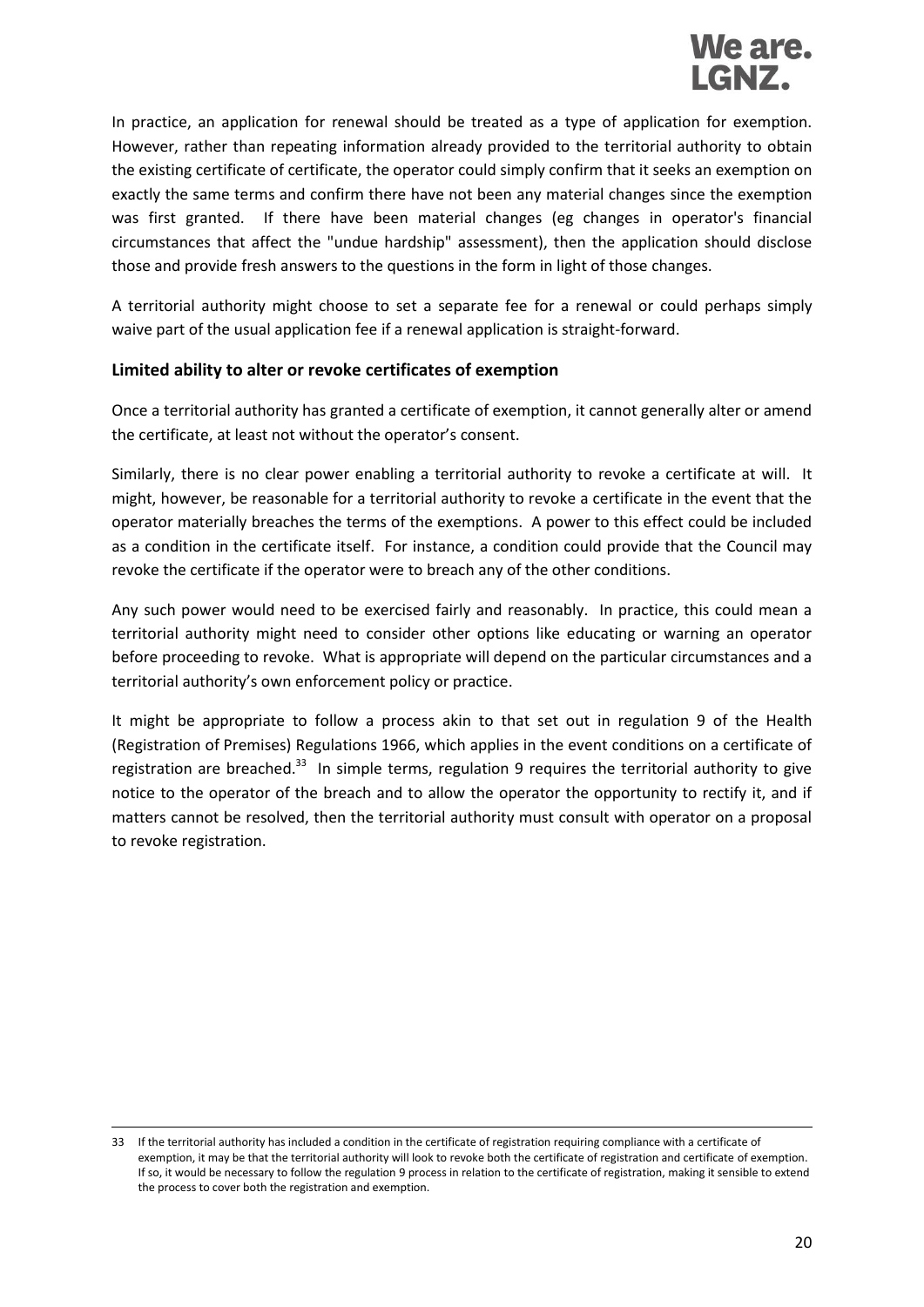In practice, an application for renewal should be treated as a type of application for exemption. However, rather than repeating information already provided to the territorial authority to obtain the existing certificate of certificate, the operator could simply confirm that it seeks an exemption on exactly the same terms and confirm there have not been any material changes since the exemption was first granted. If there have been material changes (eg changes in operator's financial circumstances that affect the "undue hardship" assessment), then the application should disclose those and provide fresh answers to the questions in the form in light of those changes.

A territorial authority might choose to set a separate fee for a renewal or could perhaps simply waive part of the usual application fee if a renewal application is straight-forward.

### Limited ability to alter or revoke certificates of exemption

Once a territorial authority has granted a certificate of exemption, it cannot generally alter or amend the certificate, at least not without the operator's consent.

Similarly, there is no clear power enabling a territorial authority to revoke a certificate at will. It might, however, be reasonable for a territorial authority to revoke a certificate in the event that the operator materially breaches the terms of the exemptions. A power to this effect could be included as a condition in the certificate itself. For instance, a condition could provide that the Council may revoke the certificate if the operator were to breach any of the other conditions.

Any such power would need to be exercised fairly and reasonably. In practice, this could mean a territorial authority might need to consider other options like educating or warning an operator before proceeding to revoke. What is appropriate will depend on the particular circumstances and a territorial authority's own enforcement policy or practice.

It might be appropriate to follow a process akin to that set out in regulation 9 of the Health (Registration of Premises) Regulations 1966, which applies in the event conditions on a certificate of registration are breached.[33] In simple terms, regulation 9 requires the territorial authority to give notice to the operator of the breach and to allow the operator the opportunity to rectify it, and if matters cannot be resolved, then the territorial authority must consult with operator on a proposal to revoke registration.

---

33 If the territorial authority has included a condition in the certificate of registration requiring compliance with a certificate of exemption, it may be that the territorial authority will look to revoke both the certificate of registration and certificate of exemption. If so, it would be necessary to follow the regulation 9 process in relation to the certificate of registration, making it sensible to extend the process to cover both the registration and exemption.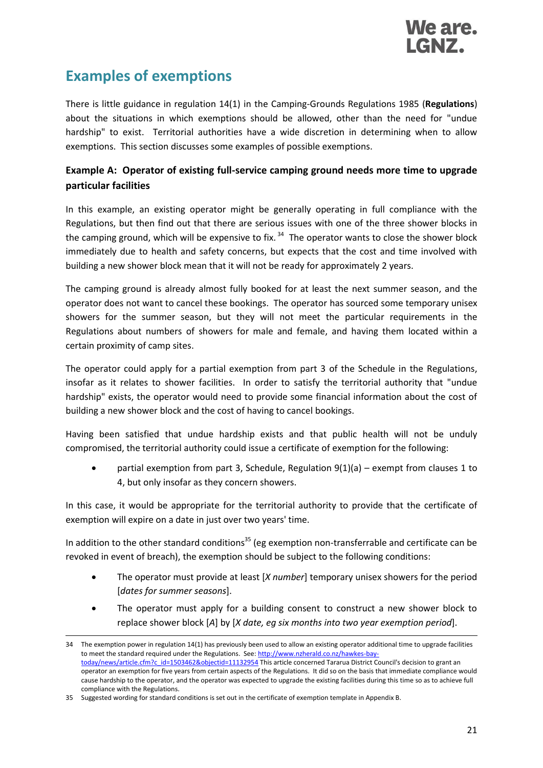## Examples of exemptions

There is little guidance in regulation 14(1) in the Camping-Grounds Regulations 1985 (**Regulations**) about the situations in which exemptions should be allowed, other than the need for "undue hardship" to exist. Territorial authorities have a wide discretion in determining when to allow exemptions. This section discusses some examples of possible exemptions.

### Example A: Operator of existing full-service camping ground needs more time to upgrade particular facilities

In this example, an existing operator might be generally operating in full compliance with the Regulations, but then find out that there are serious issues with one of the three shower blocks in the camping ground, which will be expensive to fix.[34] The operator wants to close the shower block immediately due to health and safety concerns, but expects that the cost and time involved with building a new shower block mean that it will not be ready for approximately 2 years.

The camping ground is already almost fully booked for at least the next summer season, and the operator does not want to cancel these bookings. The operator has sourced some temporary unisex showers for the summer season, but they will not meet the particular requirements in the Regulations about numbers of showers for male and female, and having them located within a certain proximity of camp sites.

The operator could apply for a partial exemption from part 3 of the Schedule in the Regulations, insofar as it relates to shower facilities. In order to satisfy the territorial authority that "undue hardship" exists, the operator would need to provide some financial information about the cost of building a new shower block and the cost of having to cancel bookings.

Having been satisfied that undue hardship exists and that public health will not be unduly compromised, the territorial authority could issue a certificate of exemption for the following:

- partial exemption from part 3, Schedule, Regulation 9(1)(a) – exempt from clauses 1 to 4, but only insofar as they concern showers.

In this case, it would be appropriate for the territorial authority to provide that the certificate of exemption will expire on a date in just over two years' time.

In addition to the other standard conditions[35] (eg exemption non-transferrable and certificate can be revoked in event of breach), the exemption should be subject to the following conditions:

- The operator must provide at least [*X number*] temporary unisex showers for the period [*dates for summer seasons*].
- The operator must apply for a building consent to construct a new shower block to replace shower block [*A*] by [*X date, eg six months into two year exemption period*].

---

34 The exemption power in regulation 14(1) has previously been used to allow an existing operator additional time to upgrade facilities to meet the standard required under the Regulations. See: http://www.nzherald.co.nz/hawkes-bay-today/news/article.cfm?c_id=1503462&objectid=11132954 This article concerned Tararua District Council's decision to grant an operator an exemption for five years from certain aspects of the Regulations. It did so on the basis that immediate compliance would cause hardship to the operator, and the operator was expected to upgrade the existing facilities during this time so as to achieve full compliance with the Regulations.

35 Suggested wording for standard conditions is set out in the certificate of exemption template in Appendix B.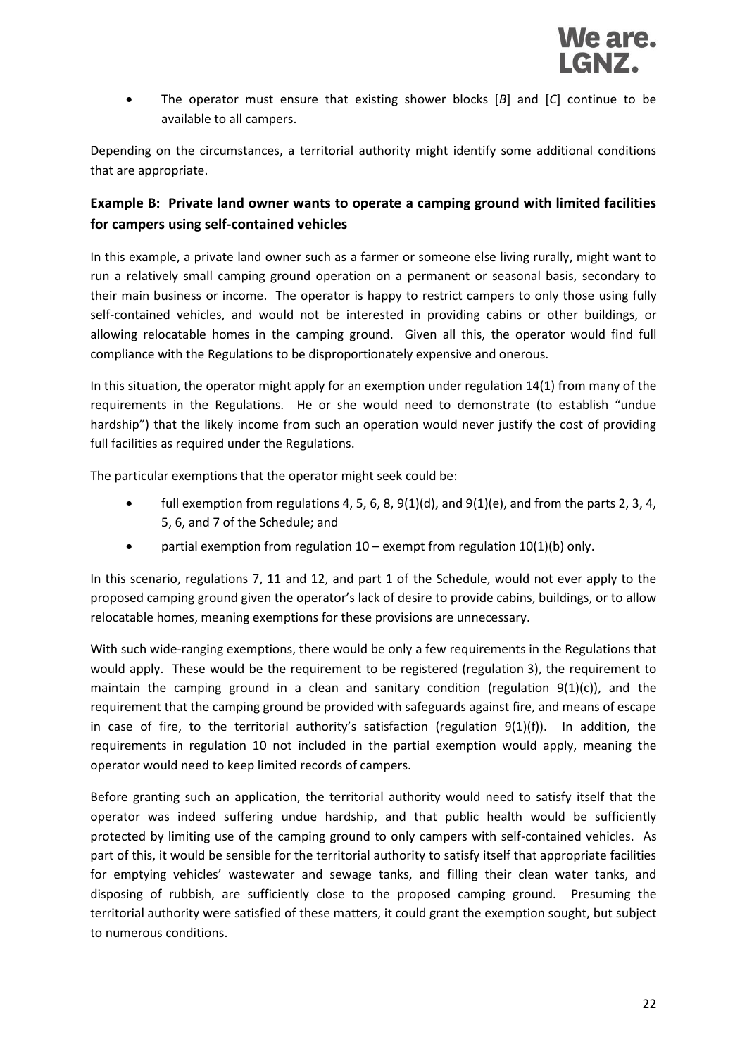- The operator must ensure that existing shower blocks [*B*] and [*C*] continue to be available to all campers.

Depending on the circumstances, a territorial authority might identify some additional conditions that are appropriate.

### Example B: Private land owner wants to operate a camping ground with limited facilities for campers using self-contained vehicles

In this example, a private land owner such as a farmer or someone else living rurally, might want to run a relatively small camping ground operation on a permanent or seasonal basis, secondary to their main business or income. The operator is happy to restrict campers to only those using fully self-contained vehicles, and would not be interested in providing cabins or other buildings, or allowing relocatable homes in the camping ground. Given all this, the operator would find full compliance with the Regulations to be disproportionately expensive and onerous.

In this situation, the operator might apply for an exemption under regulation 14(1) from many of the requirements in the Regulations. He or she would need to demonstrate (to establish "undue hardship") that the likely income from such an operation would never justify the cost of providing full facilities as required under the Regulations.

The particular exemptions that the operator might seek could be:

- full exemption from regulations 4, 5, 6, 8, 9(1)(d), and 9(1)(e), and from the parts 2, 3, 4, 5, 6, and 7 of the Schedule; and
- partial exemption from regulation 10 – exempt from regulation 10(1)(b) only.

In this scenario, regulations 7, 11 and 12, and part 1 of the Schedule, would not ever apply to the proposed camping ground given the operator's lack of desire to provide cabins, buildings, or to allow relocatable homes, meaning exemptions for these provisions are unnecessary.

With such wide-ranging exemptions, there would be only a few requirements in the Regulations that would apply. These would be the requirement to be registered (regulation 3), the requirement to maintain the camping ground in a clean and sanitary condition (regulation 9(1)(c)), and the requirement that the camping ground be provided with safeguards against fire, and means of escape in case of fire, to the territorial authority's satisfaction (regulation 9(1)(f)). In addition, the requirements in regulation 10 not included in the partial exemption would apply, meaning the operator would need to keep limited records of campers.

Before granting such an application, the territorial authority would need to satisfy itself that the operator was indeed suffering undue hardship, and that public health would be sufficiently protected by limiting use of the camping ground to only campers with self-contained vehicles. As part of this, it would be sensible for the territorial authority to satisfy itself that appropriate facilities for emptying vehicles' wastewater and sewage tanks, and filling their clean water tanks, and disposing of rubbish, are sufficiently close to the proposed camping ground. Presuming the territorial authority were satisfied of these matters, it could grant the exemption sought, but subject to numerous conditions.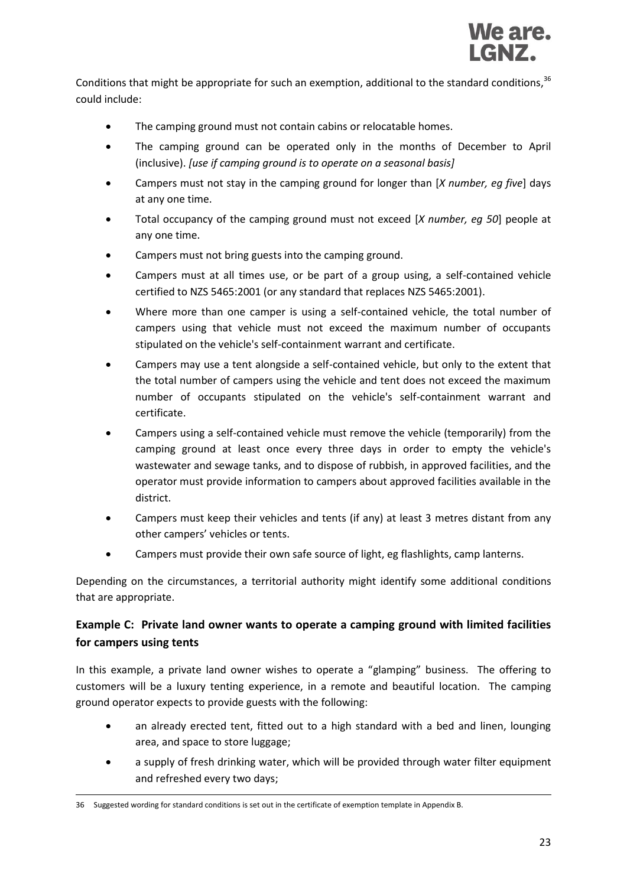Conditions that might be appropriate for such an exemption, additional to the standard conditions,[36] could include:

- The camping ground must not contain cabins or relocatable homes.
- The camping ground can be operated only in the months of December to April (inclusive). *[use if camping ground is to operate on a seasonal basis]*
- Campers must not stay in the camping ground for longer than [*X number, eg five*] days at any one time.
- Total occupancy of the camping ground must not exceed [*X number, eg 50*] people at any one time.
- Campers must not bring guests into the camping ground.
- Campers must at all times use, or be part of a group using, a self-contained vehicle certified to NZS 5465:2001 (or any standard that replaces NZS 5465:2001).
- Where more than one camper is using a self-contained vehicle, the total number of campers using that vehicle must not exceed the maximum number of occupants stipulated on the vehicle's self-containment warrant and certificate.
- Campers may use a tent alongside a self-contained vehicle, but only to the extent that the total number of campers using the vehicle and tent does not exceed the maximum number of occupants stipulated on the vehicle's self-containment warrant and certificate.
- Campers using a self-contained vehicle must remove the vehicle (temporarily) from the camping ground at least once every three days in order to empty the vehicle's wastewater and sewage tanks, and to dispose of rubbish, in approved facilities, and the operator must provide information to campers about approved facilities available in the district.
- Campers must keep their vehicles and tents (if any) at least 3 metres distant from any other campers' vehicles or tents.
- Campers must provide their own safe source of light, eg flashlights, camp lanterns.

Depending on the circumstances, a territorial authority might identify some additional conditions that are appropriate.

### Example C: Private land owner wants to operate a camping ground with limited facilities for campers using tents

In this example, a private land owner wishes to operate a "glamping" business. The offering to customers will be a luxury tenting experience, in a remote and beautiful location. The camping ground operator expects to provide guests with the following:

- an already erected tent, fitted out to a high standard with a bed and linen, lounging area, and space to store luggage;
- a supply of fresh drinking water, which will be provided through water filter equipment and refreshed every two days;

---

36 Suggested wording for standard conditions is set out in the certificate of exemption template in Appendix B.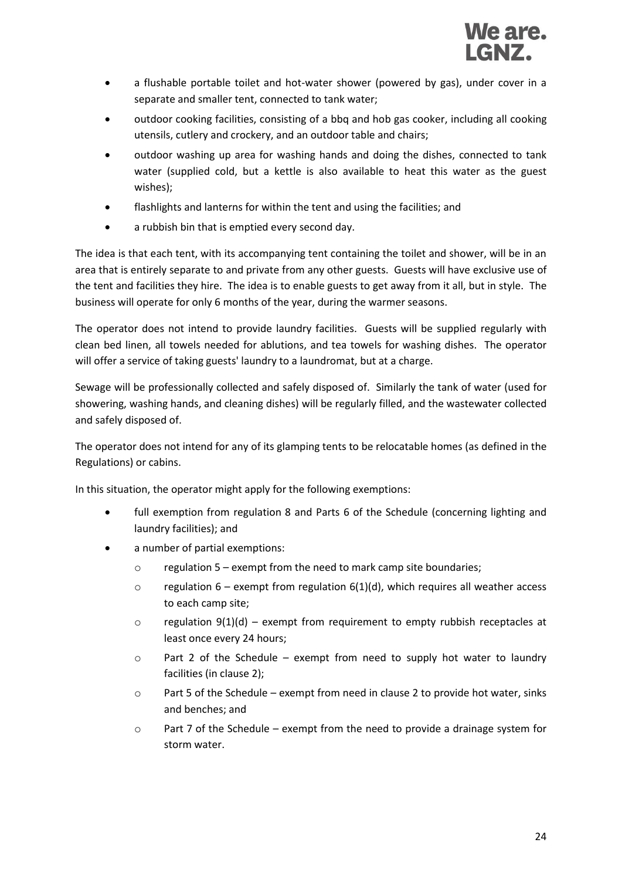- a flushable portable toilet and hot-water shower (powered by gas), under cover in a separate and smaller tent, connected to tank water;
- outdoor cooking facilities, consisting of a bbq and hob gas cooker, including all cooking utensils, cutlery and crockery, and an outdoor table and chairs;
- outdoor washing up area for washing hands and doing the dishes, connected to tank water (supplied cold, but a kettle is also available to heat this water as the guest wishes);
- flashlights and lanterns for within the tent and using the facilities; and
- a rubbish bin that is emptied every second day.

The idea is that each tent, with its accompanying tent containing the toilet and shower, will be in an area that is entirely separate to and private from any other guests. Guests will have exclusive use of the tent and facilities they hire. The idea is to enable guests to get away from it all, but in style. The business will operate for only 6 months of the year, during the warmer seasons.

The operator does not intend to provide laundry facilities. Guests will be supplied regularly with clean bed linen, all towels needed for ablutions, and tea towels for washing dishes. The operator will offer a service of taking guests' laundry to a laundromat, but at a charge.

Sewage will be professionally collected and safely disposed of. Similarly the tank of water (used for showering, washing hands, and cleaning dishes) will be regularly filled, and the wastewater collected and safely disposed of.

The operator does not intend for any of its glamping tents to be relocatable homes (as defined in the Regulations) or cabins.

In this situation, the operator might apply for the following exemptions:

- full exemption from regulation 8 and Parts 6 of the Schedule (concerning lighting and laundry facilities); and
- a number of partial exemptions:
    - regulation 5 – exempt from the need to mark camp site boundaries;
    - regulation 6 – exempt from regulation 6(1)(d), which requires all weather access to each camp site;
    - regulation 9(1)(d) – exempt from requirement to empty rubbish receptacles at least once every 24 hours;
    - Part 2 of the Schedule – exempt from need to supply hot water to laundry facilities (in clause 2);
    - Part 5 of the Schedule – exempt from need in clause 2 to provide hot water, sinks and benches; and
    - Part 7 of the Schedule – exempt from the need to provide a drainage system for storm water.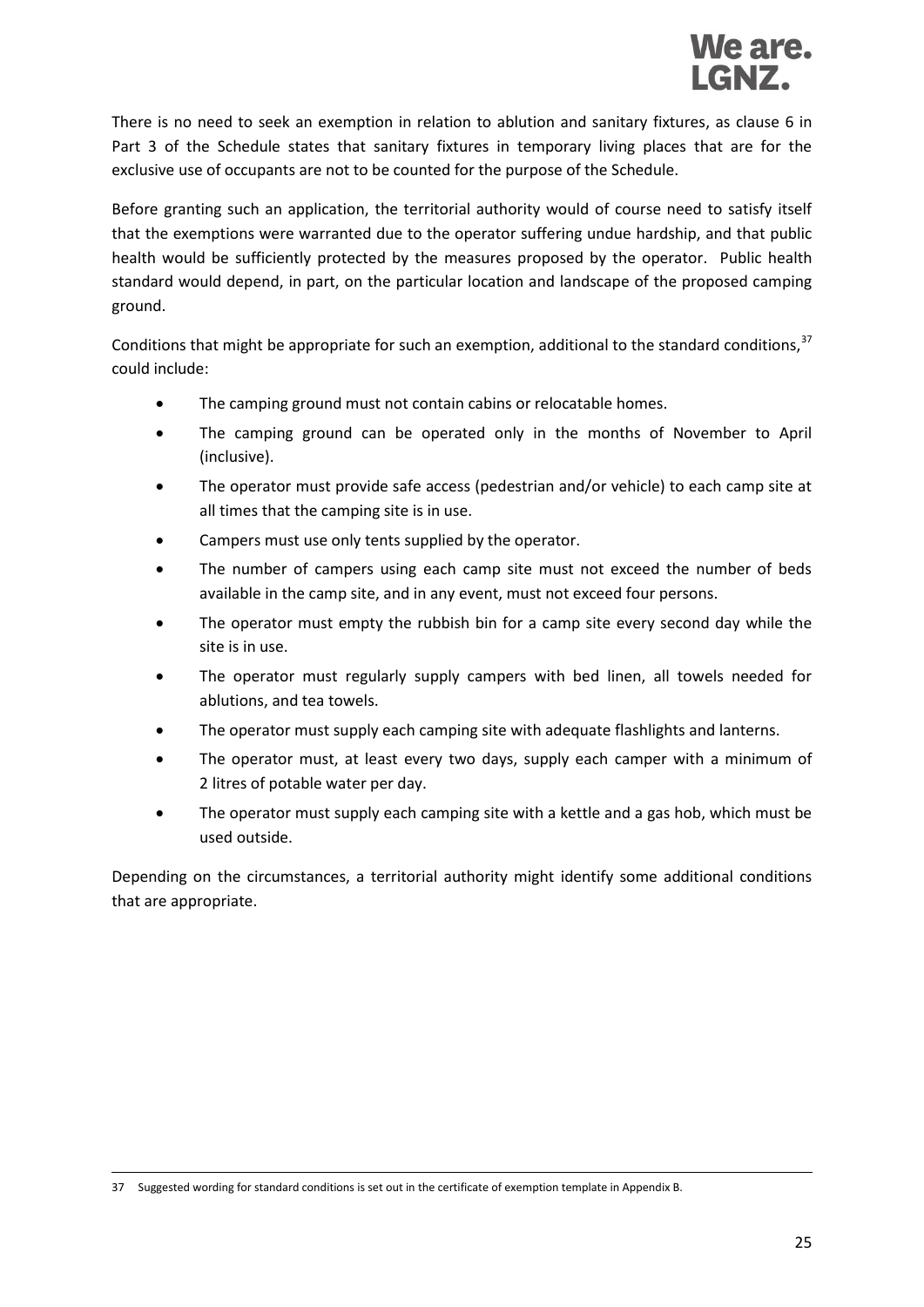There is no need to seek an exemption in relation to ablution and sanitary fixtures, as clause 6 in Part 3 of the Schedule states that sanitary fixtures in temporary living places that are for the exclusive use of occupants are not to be counted for the purpose of the Schedule.

Before granting such an application, the territorial authority would of course need to satisfy itself that the exemptions were warranted due to the operator suffering undue hardship, and that public health would be sufficiently protected by the measures proposed by the operator. Public health standard would depend, in part, on the particular location and landscape of the proposed camping ground.

Conditions that might be appropriate for such an exemption, additional to the standard conditions,[37] could include:

- The camping ground must not contain cabins or relocatable homes.
- The camping ground can be operated only in the months of November to April (inclusive).
- The operator must provide safe access (pedestrian and/or vehicle) to each camp site at all times that the camping site is in use.
- Campers must use only tents supplied by the operator.
- The number of campers using each camp site must not exceed the number of beds available in the camp site, and in any event, must not exceed four persons.
- The operator must empty the rubbish bin for a camp site every second day while the site is in use.
- The operator must regularly supply campers with bed linen, all towels needed for ablutions, and tea towels.
- The operator must supply each camping site with adequate flashlights and lanterns.
- The operator must, at least every two days, supply each camper with a minimum of 2 litres of potable water per day.
- The operator must supply each camping site with a kettle and a gas hob, which must be used outside.

Depending on the circumstances, a territorial authority might identify some additional conditions that are appropriate.

---

37 Suggested wording for standard conditions is set out in the certificate of exemption template in Appendix B.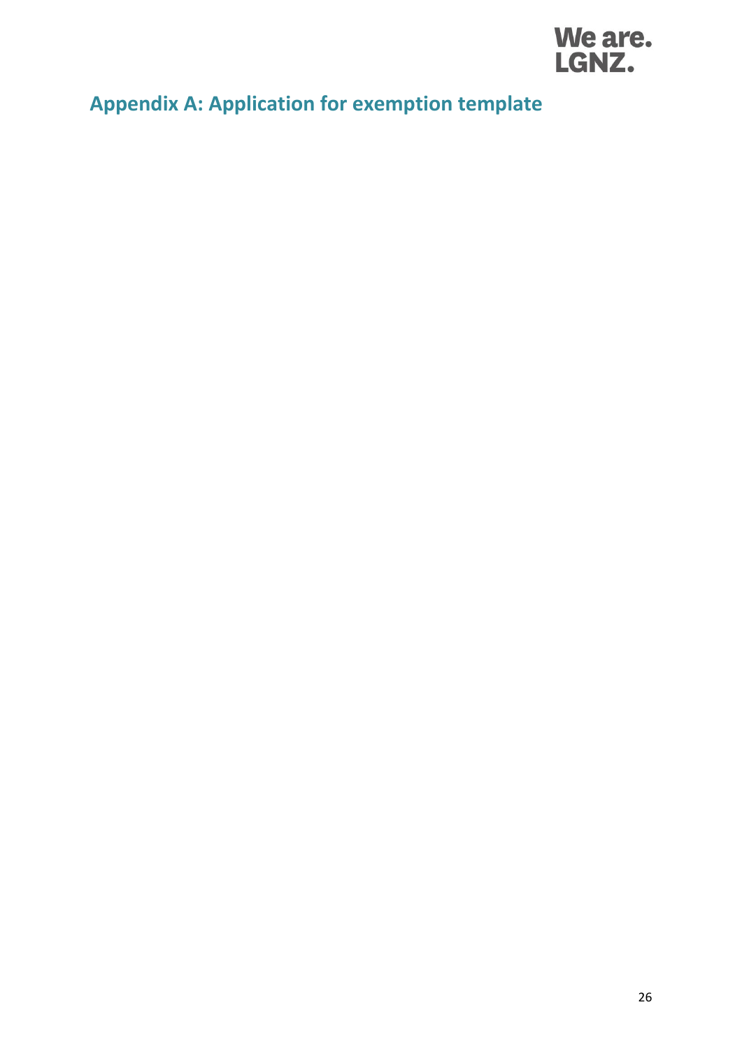## Appendix A: Application for exemption template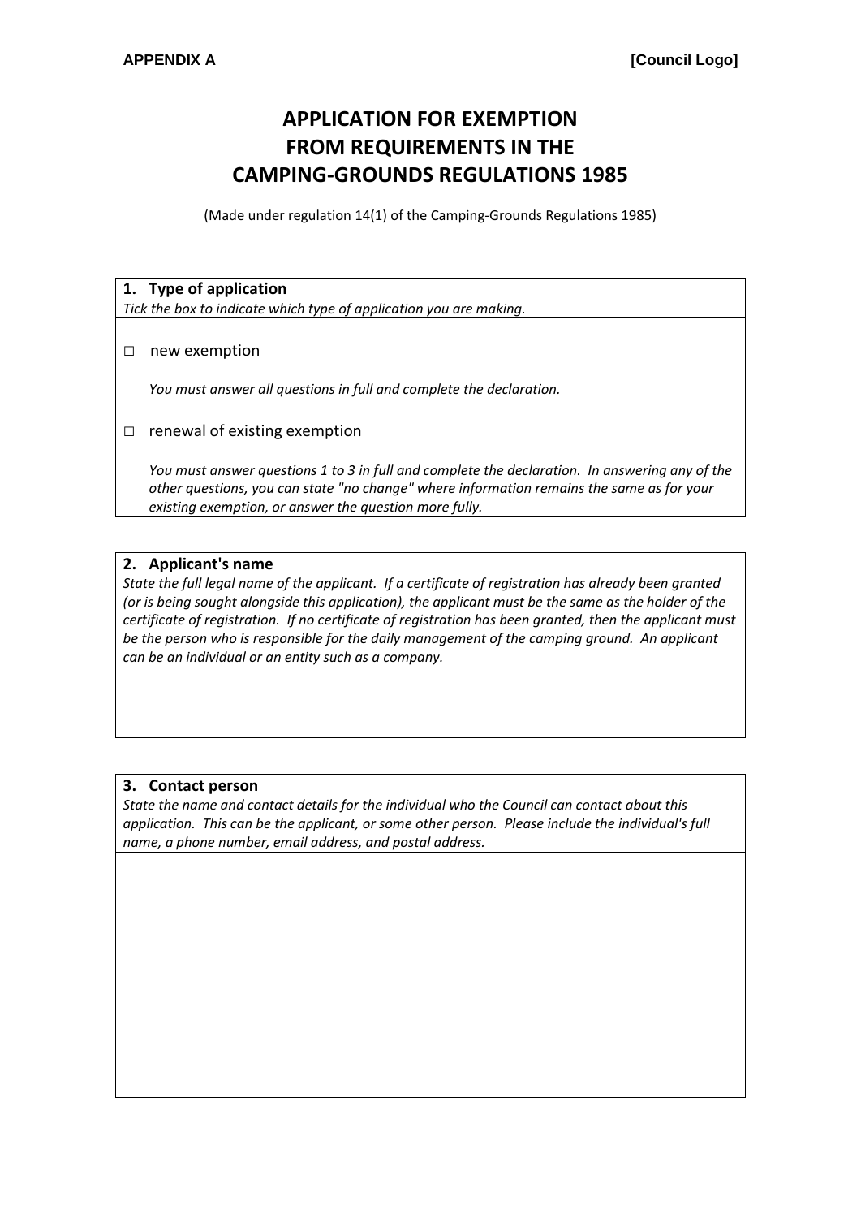**APPENDIX A** **[Council Logo]**

# APPLICATION FOR EXEMPTION FROM REQUIREMENTS IN THE CAMPING-GROUNDS REGULATIONS 1985

(Made under regulation 14(1) of the Camping-Grounds Regulations 1985)

**1. Type of application**

*Tick the box to indicate which type of application you are making.*

□ new exemption

*You must answer all questions in full and complete the declaration.*

□ renewal of existing exemption

*You must answer questions 1 to 3 in full and complete the declaration. In answering any of the other questions, you can state "no change" where information remains the same as for your existing exemption, or answer the question more fully.*

**2. Applicant's name**

*State the full legal name of the applicant. If a certificate of registration has already been granted (or is being sought alongside this application), the applicant must be the same as the holder of the certificate of registration. If no certificate of registration has been granted, then the applicant must be the person who is responsible for the daily management of the camping ground. An applicant can be an individual or an entity such as a company.*

**3. Contact person**

*State the name and contact details for the individual who the Council can contact about this application. This can be the applicant, or some other person. Please include the individual's full name, a phone number, email address, and postal address.*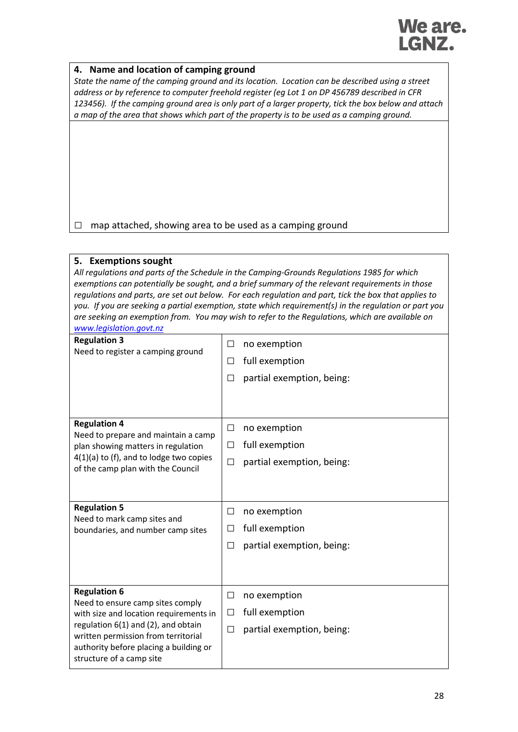### 4. Name and location of camping ground

*State the name of the camping ground and its location. Location can be described using a street address or by reference to computer freehold register (eg Lot 1 on DP 456789 described in CFR 123456). If the camping ground area is only part of a larger property, tick the box below and attach a map of the area that shows which part of the property is to be used as a camping ground.*

☐ map attached, showing area to be used as a camping ground

### 5. Exemptions sought

*All regulations and parts of the Schedule in the Camping-Grounds Regulations 1985 for which exemptions can potentially be sought, and a brief summary of the relevant requirements in those regulations and parts, are set out below. For each regulation and part, tick the box that applies to you. If you are seeking a partial exemption, state which requirement(s) in the regulation or part you are seeking an exemption from. You may wish to refer to the Regulations, which are available on [www.legislation.govt.nz](http://www.legislation.govt.nz)*

| | |
|---|---|
| **Regulation 3**<br>Need to register a camping ground | ☐ no exemption<br>☐ full exemption<br>☐ partial exemption, being: |
| **Regulation 4**<br>Need to prepare and maintain a camp plan showing matters in regulation 4(1)(a) to (f), and to lodge two copies of the camp plan with the Council | ☐ no exemption<br>☐ full exemption<br>☐ partial exemption, being: |
| **Regulation 5**<br>Need to mark camp sites and boundaries, and number camp sites | ☐ no exemption<br>☐ full exemption<br>☐ partial exemption, being: |
| **Regulation 6**<br>Need to ensure camp sites comply with size and location requirements in regulation 6(1) and (2), and obtain written permission from territorial authority before placing a building or structure of a camp site | ☐ no exemption<br>☐ full exemption<br>☐ partial exemption, being: |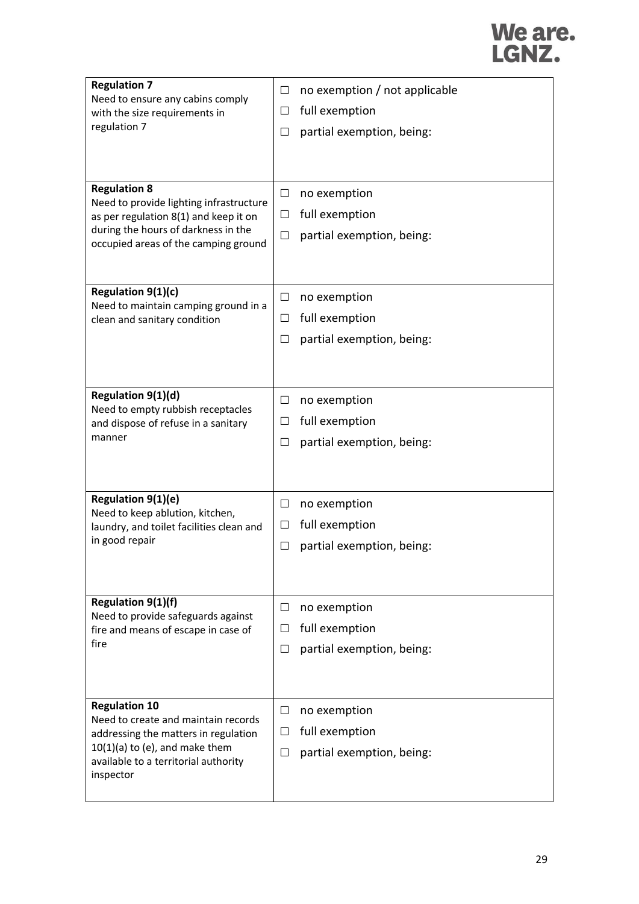| | |
|---|---|
| **Regulation 7**<br>Need to ensure any cabins comply with the size requirements in regulation 7 | ☐ no exemption / not applicable<br>☐ full exemption<br>☐ partial exemption, being: |
| **Regulation 8**<br>Need to provide lighting infrastructure as per regulation 8(1) and keep it on during the hours of darkness in the occupied areas of the camping ground | ☐ no exemption<br>☐ full exemption<br>☐ partial exemption, being: |
| **Regulation 9(1)(c)**<br>Need to maintain camping ground in a clean and sanitary condition | ☐ no exemption<br>☐ full exemption<br>☐ partial exemption, being: |
| **Regulation 9(1)(d)**<br>Need to empty rubbish receptacles and dispose of refuse in a sanitary manner | ☐ no exemption<br>☐ full exemption<br>☐ partial exemption, being: |
| **Regulation 9(1)(e)**<br>Need to keep ablution, kitchen, laundry, and toilet facilities clean and in good repair | ☐ no exemption<br>☐ full exemption<br>☐ partial exemption, being: |
| **Regulation 9(1)(f)**<br>Need to provide safeguards against fire and means of escape in case of fire | ☐ no exemption<br>☐ full exemption<br>☐ partial exemption, being: |
| **Regulation 10**<br>Need to create and maintain records addressing the matters in regulation 10(1)(a) to (e), and make them available to a territorial authority inspector | ☐ no exemption<br>☐ full exemption<br>☐ partial exemption, being: |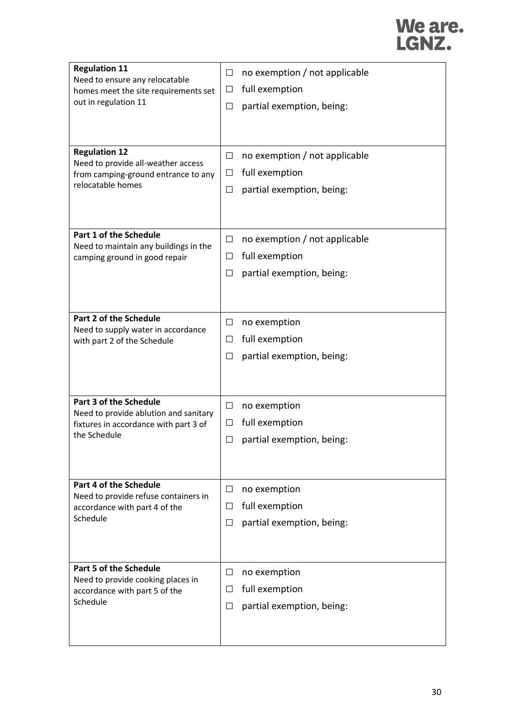| | |
|---|---|
| **Regulation 11**<br>Need to ensure any relocatable homes meet the site requirements set out in regulation 11 | ☐ no exemption / not applicable<br>☐ full exemption<br>☐ partial exemption, being: |
| **Regulation 12**<br>Need to provide all-weather access from camping-ground entrance to any relocatable homes | ☐ no exemption / not applicable<br>☐ full exemption<br>☐ partial exemption, being: |
| **Part 1 of the Schedule**<br>Need to maintain any buildings in the camping ground in good repair | ☐ no exemption / not applicable<br>☐ full exemption<br>☐ partial exemption, being: |
| **Part 2 of the Schedule**<br>Need to supply water in accordance with part 2 of the Schedule | ☐ no exemption<br>☐ full exemption<br>☐ partial exemption, being: |
| **Part 3 of the Schedule**<br>Need to provide ablution and sanitary fixtures in accordance with part 3 of the Schedule | ☐ no exemption<br>☐ full exemption<br>☐ partial exemption, being: |
| **Part 4 of the Schedule**<br>Need to provide refuse containers in accordance with part 4 of the Schedule | ☐ no exemption<br>☐ full exemption<br>☐ partial exemption, being: |
| **Part 5 of the Schedule**<br>Need to provide cooking places in accordance with part 5 of the Schedule | ☐ no exemption<br>☐ full exemption<br>☐ partial exemption, being: |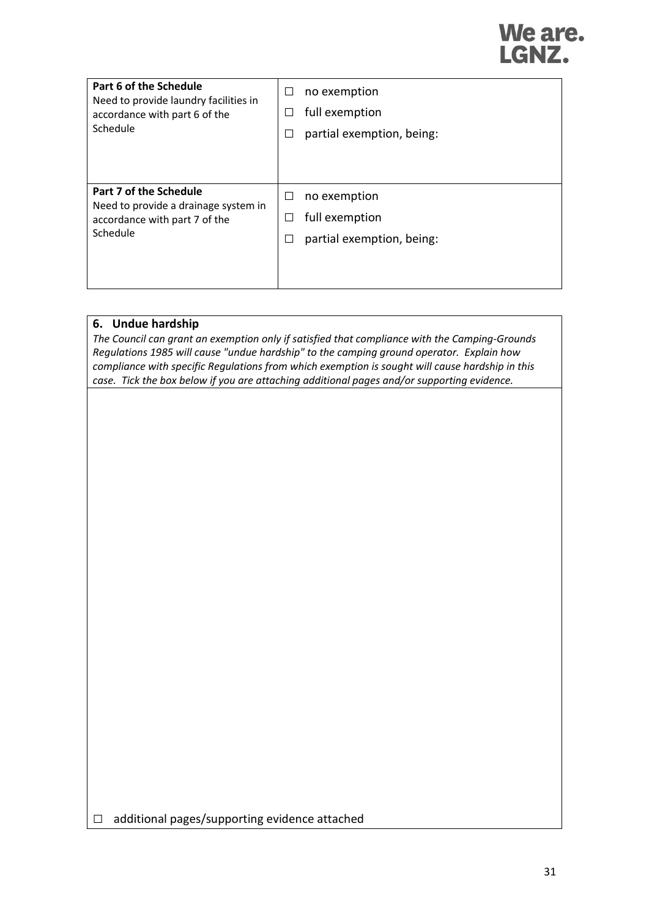| | |
|---|---|
| **Part 6 of the Schedule**<br>Need to provide laundry facilities in accordance with part 6 of the Schedule | ☐ no exemption<br>☐ full exemption<br>☐ partial exemption, being: |
| **Part 7 of the Schedule**<br>Need to provide a drainage system in accordance with part 7 of the Schedule | ☐ no exemption<br>☐ full exemption<br>☐ partial exemption, being: |

| **6. Undue hardship** |
|---|
| *The Council can grant an exemption only if satisfied that compliance with the Camping-Grounds Regulations 1985 will cause "undue hardship" to the camping ground operator. Explain how compliance with specific Regulations from which exemption is sought will cause hardship in this case. Tick the box below if you are attaching additional pages and/or supporting evidence.* |
| ☐ additional pages/supporting evidence attached |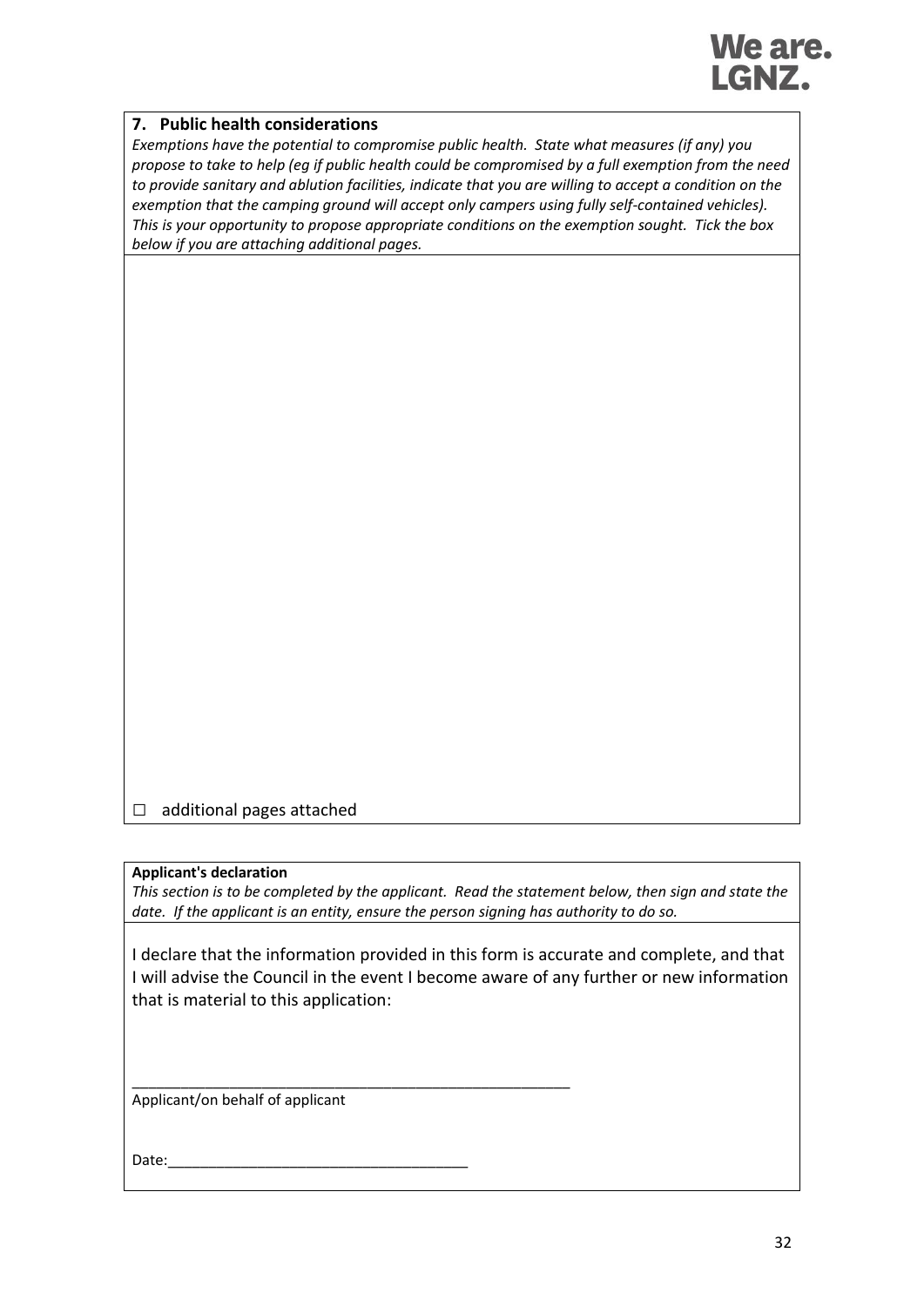### 7. Public health considerations

*Exemptions have the potential to compromise public health. State what measures (if any) you propose to take to help (eg if public health could be compromised by a full exemption from the need to provide sanitary and ablution facilities, indicate that you are willing to accept a condition on the exemption that the camping ground will accept only campers using fully self-contained vehicles). This is your opportunity to propose appropriate conditions on the exemption sought. Tick the box below if you are attaching additional pages.*

☐ additional pages attached

**Applicant's declaration**

*This section is to be completed by the applicant. Read the statement below, then sign and state the date. If the applicant is an entity, ensure the person signing has authority to do so.*

I declare that the information provided in this form is accurate and complete, and that I will advise the Council in the event I become aware of any further or new information that is material to this application:

\_\_\_\_\_\_\_\_\_\_\_\_\_\_\_\_\_\_\_\_\_\_\_\_\_\_\_\_\_\_\_\_\_\_\_\_\_\_\_\_\_\_\_\_\_\_\_\_\_\_\_\_

Applicant/on behalf of applicant

Date:\_\_\_\_\_\_\_\_\_\_\_\_\_\_\_\_\_\_\_\_\_\_\_\_\_\_\_\_\_\_\_\_\_\_\_\_\_\_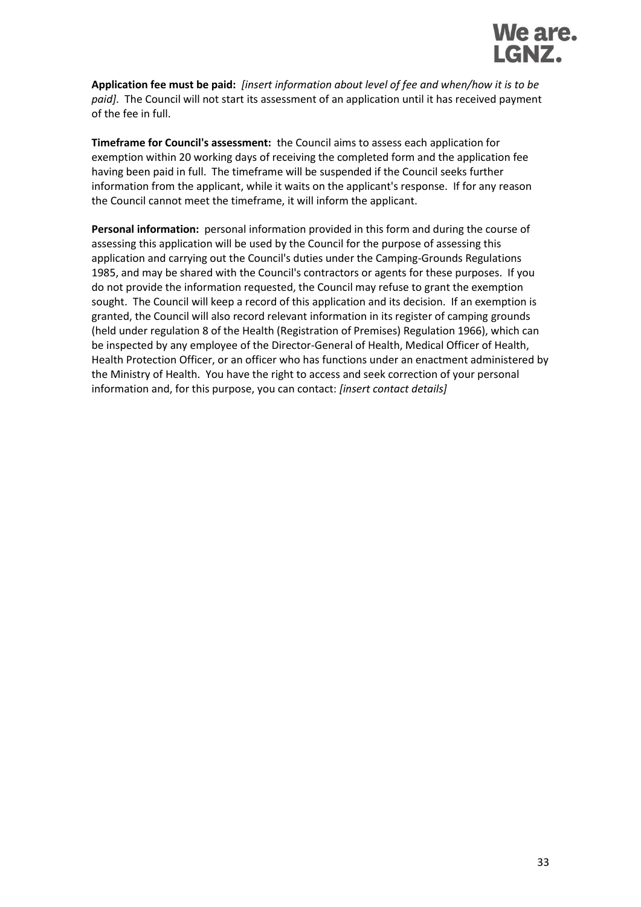**Application fee must be paid:** *[insert information about level of fee and when/how it is to be paid]*. The Council will not start its assessment of an application until it has received payment of the fee in full.

**Timeframe for Council's assessment:** the Council aims to assess each application for exemption within 20 working days of receiving the completed form and the application fee having been paid in full. The timeframe will be suspended if the Council seeks further information from the applicant, while it waits on the applicant's response. If for any reason the Council cannot meet the timeframe, it will inform the applicant.

**Personal information:** personal information provided in this form and during the course of assessing this application will be used by the Council for the purpose of assessing this application and carrying out the Council's duties under the Camping-Grounds Regulations 1985, and may be shared with the Council's contractors or agents for these purposes. If you do not provide the information requested, the Council may refuse to grant the exemption sought. The Council will keep a record of this application and its decision. If an exemption is granted, the Council will also record relevant information in its register of camping grounds (held under regulation 8 of the Health (Registration of Premises) Regulation 1966), which can be inspected by any employee of the Director-General of Health, Medical Officer of Health, Health Protection Officer, or an officer who has functions under an enactment administered by the Ministry of Health. You have the right to access and seek correction of your personal information and, for this purpose, you can contact: *[insert contact details]*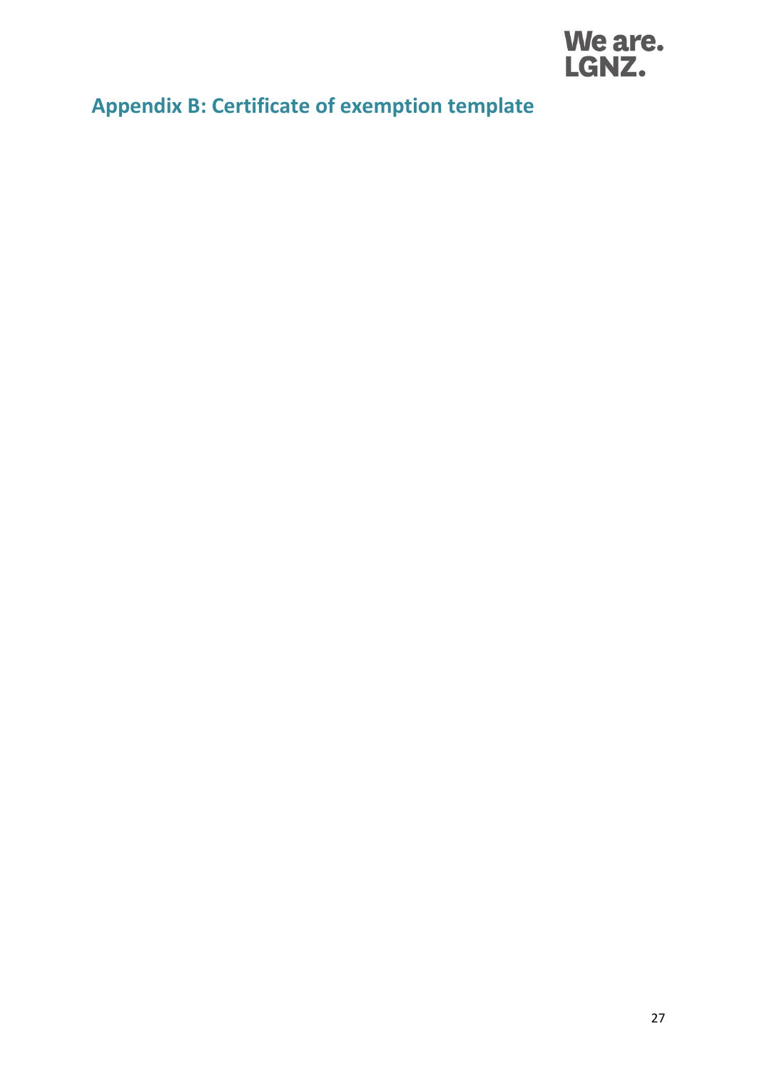## Appendix B: Certificate of exemption template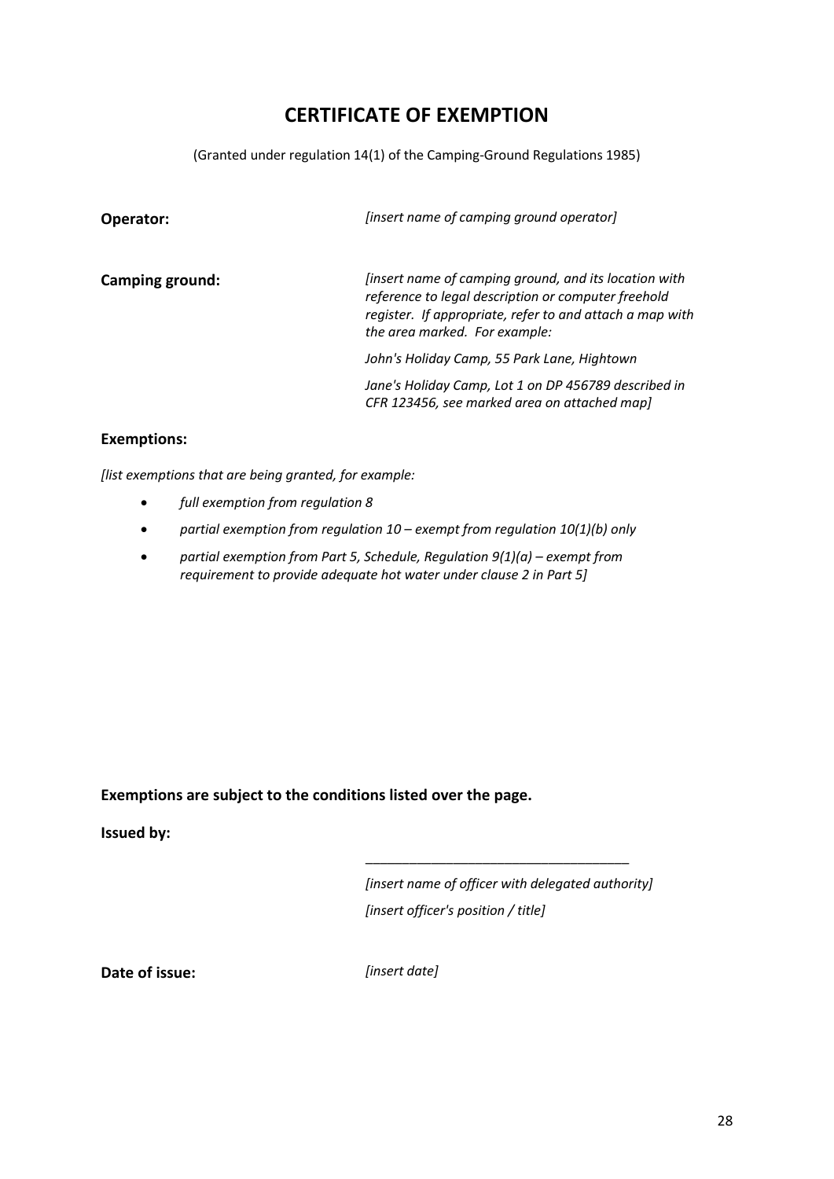# CERTIFICATE OF EXEMPTION

(Granted under regulation 14(1) of the Camping-Ground Regulations 1985)

**Operator:** *[insert name of camping ground operator]*

**Camping ground:** *[insert name of camping ground, and its location with reference to legal description or computer freehold register. If appropriate, refer to and attach a map with the area marked. For example:*

*John's Holiday Camp, 55 Park Lane, Hightown*

*Jane's Holiday Camp, Lot 1 on DP 456789 described in CFR 123456, see marked area on attached map]*

**Exemptions:**

*[list exemptions that are being granted, for example:*

- *full exemption from regulation 8*
- *partial exemption from regulation 10 – exempt from regulation 10(1)(b) only*
- *partial exemption from Part 5, Schedule, Regulation 9(1)(a) – exempt from requirement to provide adequate hot water under clause 2 in Part 5]*

**Exemptions are subject to the conditions listed over the page.**

**Issued by:**

\_\_\_\_\_\_\_\_\_\_\_\_\_\_\_\_\_\_\_\_\_\_\_\_\_\_\_\_\_\_\_\_\_\_\_\_

*[insert name of officer with delegated authority]*

*[insert officer's position / title]*

**Date of issue:** *[insert date]*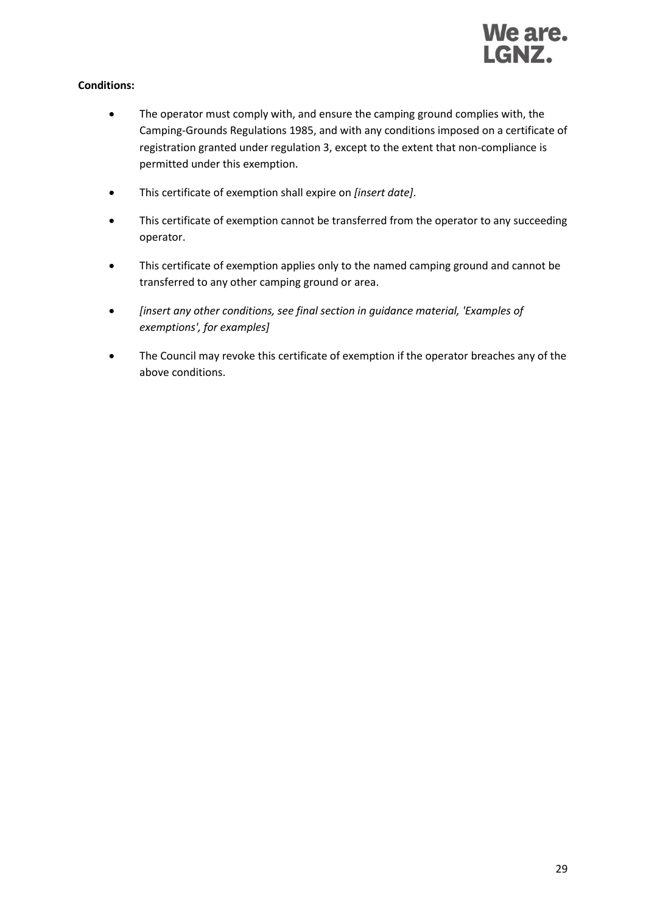**Conditions:**

- The operator must comply with, and ensure the camping ground complies with, the Camping-Grounds Regulations 1985, and with any conditions imposed on a certificate of registration granted under regulation 3, except to the extent that non-compliance is permitted under this exemption.
- This certificate of exemption shall expire on *[insert date]*.
- This certificate of exemption cannot be transferred from the operator to any succeeding operator.
- This certificate of exemption applies only to the named camping ground and cannot be transferred to any other camping ground or area.
- *[insert any other conditions, see final section in guidance material, 'Examples of exemptions', for examples]*
- The Council may revoke this certificate of exemption if the operator breaches any of the above conditions.